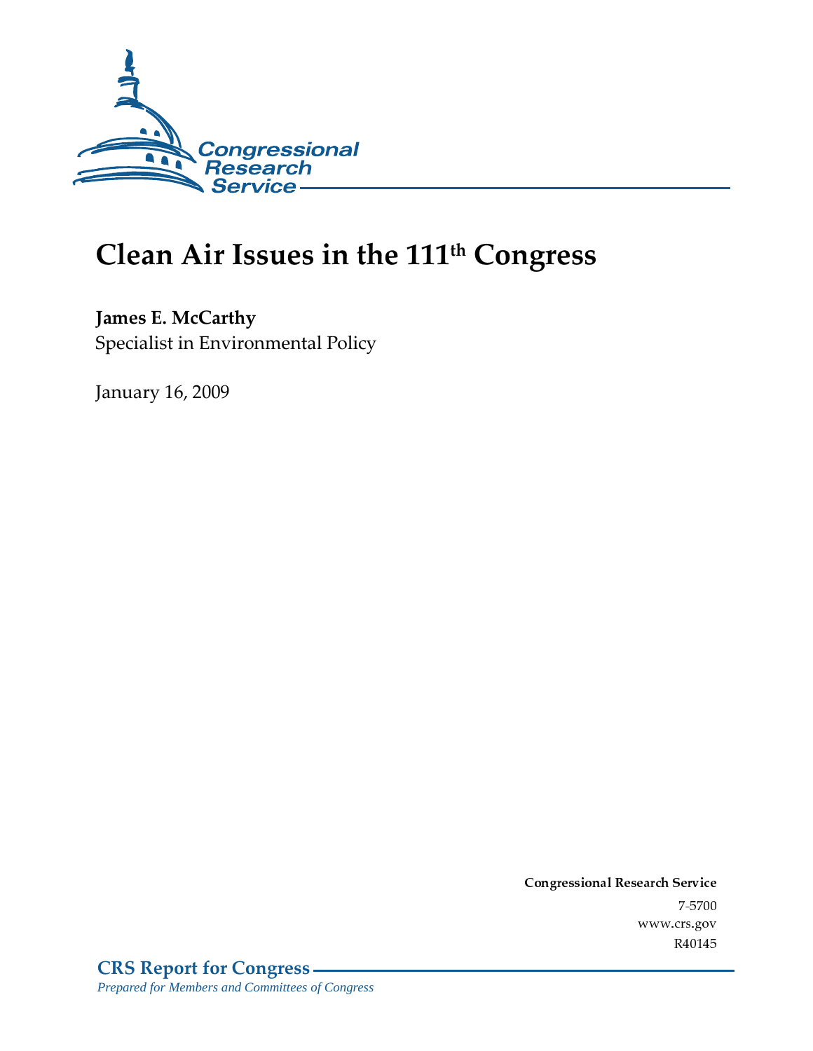Congressional Research Service

# Clean Air Issues in the 111th Congress

**James E. McCarthy**
Specialist in Environmental Policy

January 16, 2009

**Congressional Research Service**
7-5700
www.crs.gov
R40145

**CRS Report for Congress**
*Prepared for Members and Committees of Congress*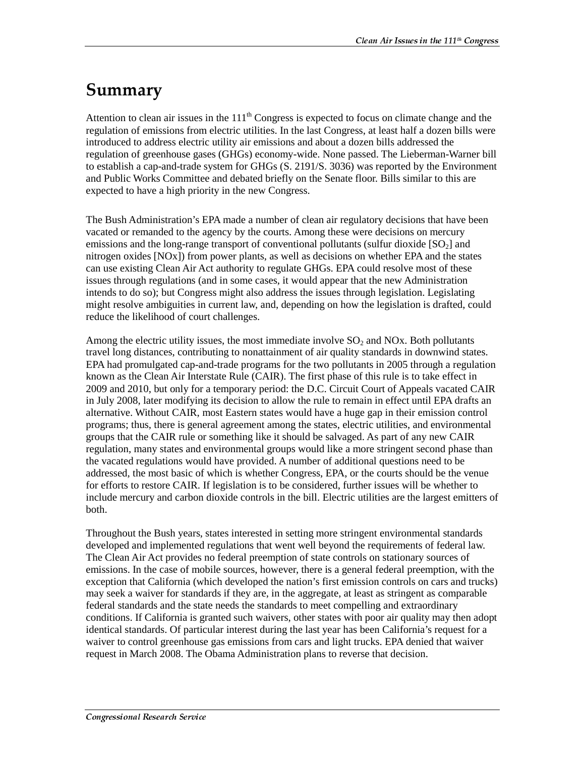# Summary

Attention to clean air issues in the 111th Congress is expected to focus on climate change and the regulation of emissions from electric utilities. In the last Congress, at least half a dozen bills were introduced to address electric utility air emissions and about a dozen bills addressed the regulation of greenhouse gases (GHGs) economy-wide. None passed. The Lieberman-Warner bill to establish a cap-and-trade system for GHGs (S. 2191/S. 3036) was reported by the Environment and Public Works Committee and debated briefly on the Senate floor. Bills similar to this are expected to have a high priority in the new Congress.

The Bush Administration's EPA made a number of clean air regulatory decisions that have been vacated or remanded to the agency by the courts. Among these were decisions on mercury emissions and the long-range transport of conventional pollutants (sulfur dioxide [$SO_2$] and nitrogen oxides [NOx]) from power plants, as well as decisions on whether EPA and the states can use existing Clean Air Act authority to regulate GHGs. EPA could resolve most of these issues through regulations (and in some cases, it would appear that the new Administration intends to do so); but Congress might also address the issues through legislation. Legislating might resolve ambiguities in current law, and, depending on how the legislation is drafted, could reduce the likelihood of court challenges.

Among the electric utility issues, the most immediate involve $SO_2$ and NOx. Both pollutants travel long distances, contributing to nonattainment of air quality standards in downwind states. EPA had promulgated cap-and-trade programs for the two pollutants in 2005 through a regulation known as the Clean Air Interstate Rule (CAIR). The first phase of this rule is to take effect in 2009 and 2010, but only for a temporary period: the D.C. Circuit Court of Appeals vacated CAIR in July 2008, later modifying its decision to allow the rule to remain in effect until EPA drafts an alternative. Without CAIR, most Eastern states would have a huge gap in their emission control programs; thus, there is general agreement among the states, electric utilities, and environmental groups that the CAIR rule or something like it should be salvaged. As part of any new CAIR regulation, many states and environmental groups would like a more stringent second phase than the vacated regulations would have provided. A number of additional questions need to be addressed, the most basic of which is whether Congress, EPA, or the courts should be the venue for efforts to restore CAIR. If legislation is to be considered, further issues will be whether to include mercury and carbon dioxide controls in the bill. Electric utilities are the largest emitters of both.

Throughout the Bush years, states interested in setting more stringent environmental standards developed and implemented regulations that went well beyond the requirements of federal law. The Clean Air Act provides no federal preemption of state controls on stationary sources of emissions. In the case of mobile sources, however, there is a general federal preemption, with the exception that California (which developed the nation's first emission controls on cars and trucks) may seek a waiver for standards if they are, in the aggregate, at least as stringent as comparable federal standards and the state needs the standards to meet compelling and extraordinary conditions. If California is granted such waivers, other states with poor air quality may then adopt identical standards. Of particular interest during the last year has been California's request for a waiver to control greenhouse gas emissions from cars and light trucks. EPA denied that waiver request in March 2008. The Obama Administration plans to reverse that decision.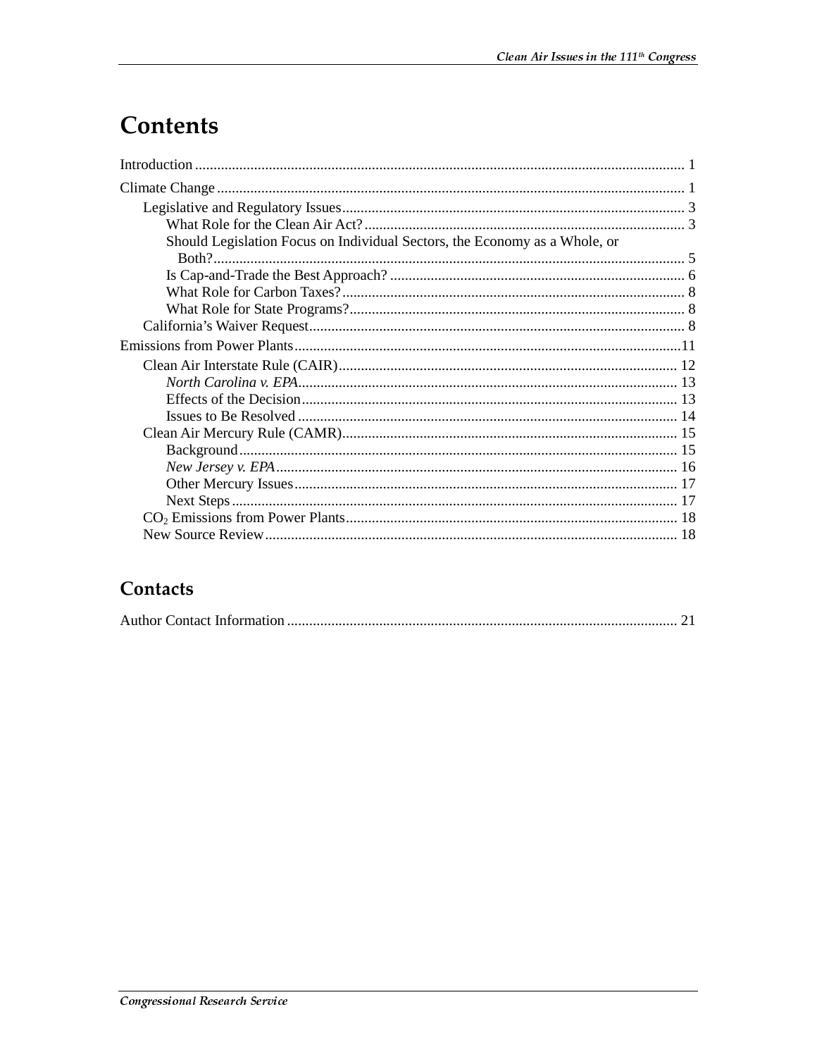# Contents

Introduction .................................................................................................................................... 1

Climate Change .............................................................................................................................. 1

- Legislative and Regulatory Issues ............................................................................................ 3
  - What Role for the Clean Air Act? ...................................................................................... 3
  - Should Legislation Focus on Individual Sectors, the Economy as a Whole, or Both? ............................................................................................................................... 5
  - Is Cap-and-Trade the Best Approach? ............................................................................... 6
  - What Role for Carbon Taxes? ............................................................................................ 8
  - What Role for State Programs? .......................................................................................... 8
- California's Waiver Request .................................................................................................... 8

Emissions from Power Plants ........................................................................................................11

- Clean Air Interstate Rule (CAIR) ........................................................................................... 12
  - *North Carolina v. EPA* ...................................................................................................... 13
  - Effects of the Decision ..................................................................................................... 13
  - Issues to Be Resolved ...................................................................................................... 14
- Clean Air Mercury Rule (CAMR) .......................................................................................... 15
  - Background ...................................................................................................................... 15
  - *New Jersey v. EPA* ............................................................................................................ 16
  - Other Mercury Issues ....................................................................................................... 17
  - Next Steps ........................................................................................................................ 17
- $CO_2$ Emissions from Power Plants ......................................................................................... 18
- New Source Review .............................................................................................................. 18

## Contacts

Author Contact Information ......................................................................................................... 21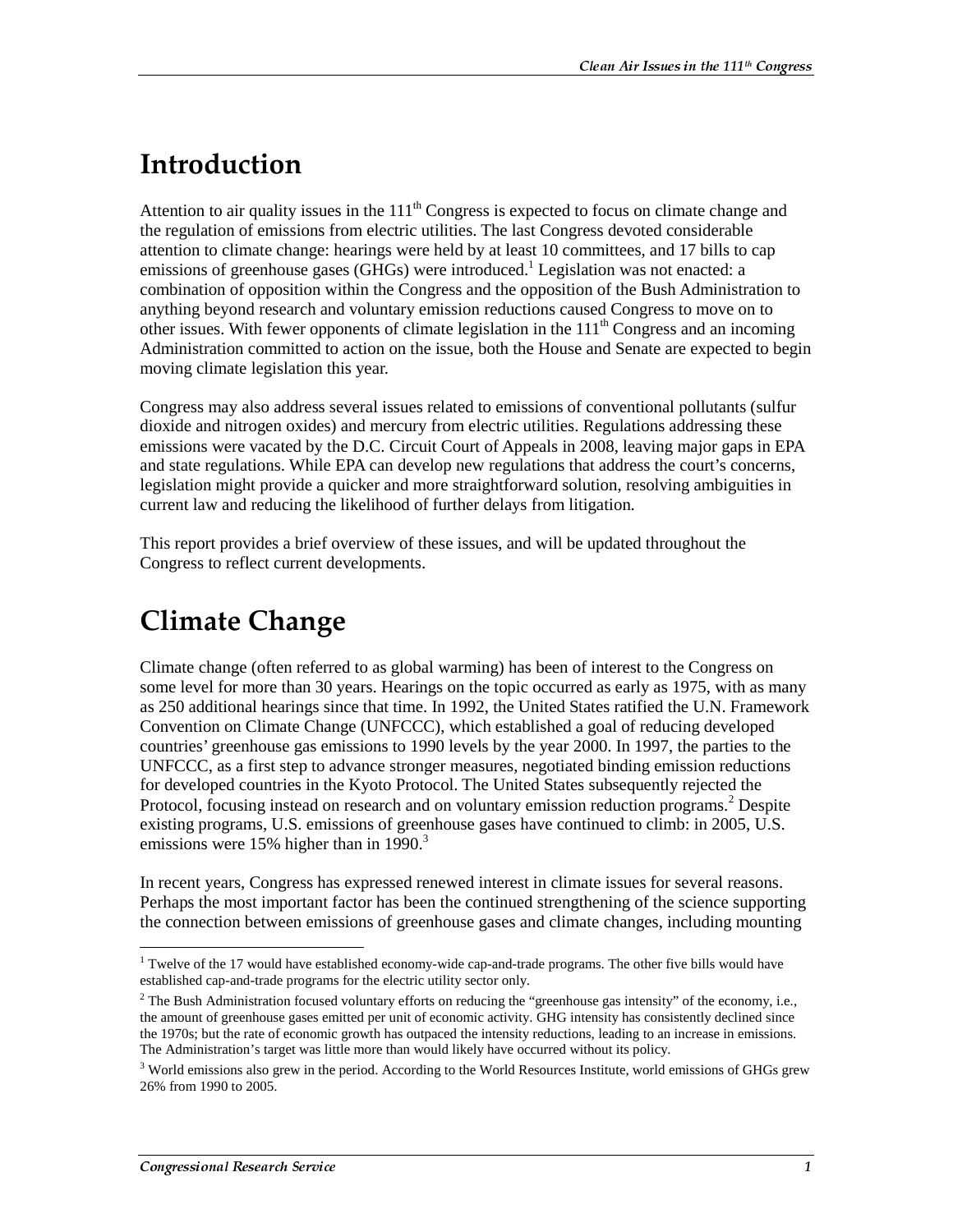# Introduction

Attention to air quality issues in the 111th Congress is expected to focus on climate change and the regulation of emissions from electric utilities. The last Congress devoted considerable attention to climate change: hearings were held by at least 10 committees, and 17 bills to cap emissions of greenhouse gases (GHGs) were introduced.[1] Legislation was not enacted: a combination of opposition within the Congress and the opposition of the Bush Administration to anything beyond research and voluntary emission reductions caused Congress to move on to other issues. With fewer opponents of climate legislation in the 111th Congress and an incoming Administration committed to action on the issue, both the House and Senate are expected to begin moving climate legislation this year.

Congress may also address several issues related to emissions of conventional pollutants (sulfur dioxide and nitrogen oxides) and mercury from electric utilities. Regulations addressing these emissions were vacated by the D.C. Circuit Court of Appeals in 2008, leaving major gaps in EPA and state regulations. While EPA can develop new regulations that address the court's concerns, legislation might provide a quicker and more straightforward solution, resolving ambiguities in current law and reducing the likelihood of further delays from litigation.

This report provides a brief overview of these issues, and will be updated throughout the Congress to reflect current developments.

# Climate Change

Climate change (often referred to as global warming) has been of interest to the Congress on some level for more than 30 years. Hearings on the topic occurred as early as 1975, with as many as 250 additional hearings since that time. In 1992, the United States ratified the U.N. Framework Convention on Climate Change (UNFCCC), which established a goal of reducing developed countries' greenhouse gas emissions to 1990 levels by the year 2000. In 1997, the parties to the UNFCCC, as a first step to advance stronger measures, negotiated binding emission reductions for developed countries in the Kyoto Protocol. The United States subsequently rejected the Protocol, focusing instead on research and on voluntary emission reduction programs.[2] Despite existing programs, U.S. emissions of greenhouse gases have continued to climb: in 2005, U.S. emissions were 15% higher than in 1990.[3]

In recent years, Congress has expressed renewed interest in climate issues for several reasons. Perhaps the most important factor has been the continued strengthening of the science supporting the connection between emissions of greenhouse gases and climate changes, including mounting

---

[1] Twelve of the 17 would have established economy-wide cap-and-trade programs. The other five bills would have established cap-and-trade programs for the electric utility sector only.

[2] The Bush Administration focused voluntary efforts on reducing the "greenhouse gas intensity" of the economy, i.e., the amount of greenhouse gases emitted per unit of economic activity. GHG intensity has consistently declined since the 1970s; but the rate of economic growth has outpaced the intensity reductions, leading to an increase in emissions. The Administration's target was little more than would likely have occurred without its policy.

[3] World emissions also grew in the period. According to the World Resources Institute, world emissions of GHGs grew 26% from 1990 to 2005.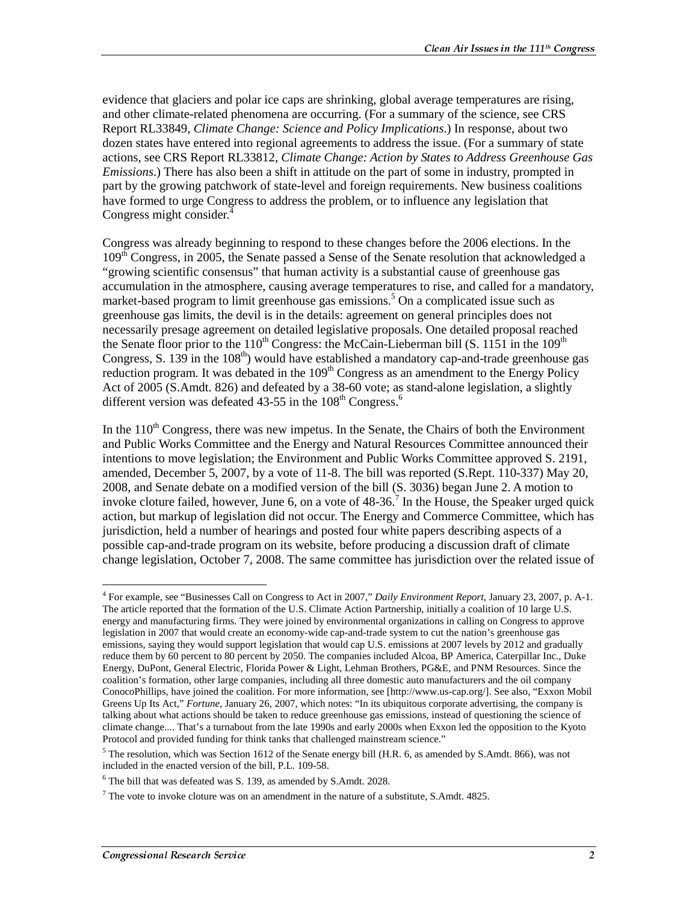evidence that glaciers and polar ice caps are shrinking, global average temperatures are rising, and other climate-related phenomena are occurring. (For a summary of the science, see CRS Report RL33849, *Climate Change: Science and Policy Implications*.) In response, about two dozen states have entered into regional agreements to address the issue. (For a summary of state actions, see CRS Report RL33812, *Climate Change: Action by States to Address Greenhouse Gas Emissions*.) There has also been a shift in attitude on the part of some in industry, prompted in part by the growing patchwork of state-level and foreign requirements. New business coalitions have formed to urge Congress to address the problem, or to influence any legislation that Congress might consider.[4]

Congress was already beginning to respond to these changes before the 2006 elections. In the 109th Congress, in 2005, the Senate passed a Sense of the Senate resolution that acknowledged a "growing scientific consensus" that human activity is a substantial cause of greenhouse gas accumulation in the atmosphere, causing average temperatures to rise, and called for a mandatory, market-based program to limit greenhouse gas emissions.[5] On a complicated issue such as greenhouse gas limits, the devil is in the details: agreement on general principles does not necessarily presage agreement on detailed legislative proposals. One detailed proposal reached the Senate floor prior to the 110th Congress: the McCain-Lieberman bill (S. 1151 in the 109th Congress, S. 139 in the 108th) would have established a mandatory cap-and-trade greenhouse gas reduction program. It was debated in the 109th Congress as an amendment to the Energy Policy Act of 2005 (S.Amdt. 826) and defeated by a 38-60 vote; as stand-alone legislation, a slightly different version was defeated 43-55 in the 108th Congress.[6]

In the 110th Congress, there was new impetus. In the Senate, the Chairs of both the Environment and Public Works Committee and the Energy and Natural Resources Committee announced their intentions to move legislation; the Environment and Public Works Committee approved S. 2191, amended, December 5, 2007, by a vote of 11-8. The bill was reported (S.Rept. 110-337) May 20, 2008, and Senate debate on a modified version of the bill (S. 3036) began June 2. A motion to invoke cloture failed, however, June 6, on a vote of 48-36.[7] In the House, the Speaker urged quick action, but markup of legislation did not occur. The Energy and Commerce Committee, which has jurisdiction, held a number of hearings and posted four white papers describing aspects of a possible cap-and-trade program on its website, before producing a discussion draft of climate change legislation, October 7, 2008. The same committee has jurisdiction over the related issue of

---

[4] For example, see "Businesses Call on Congress to Act in 2007," *Daily Environment Report*, January 23, 2007, p. A-1. The article reported that the formation of the U.S. Climate Action Partnership, initially a coalition of 10 large U.S. energy and manufacturing firms. They were joined by environmental organizations in calling on Congress to approve legislation in 2007 that would create an economy-wide cap-and-trade system to cut the nation's greenhouse gas emissions, saying they would support legislation that would cap U.S. emissions at 2007 levels by 2012 and gradually reduce them by 60 percent to 80 percent by 2050. The companies included Alcoa, BP America, Caterpillar Inc., Duke Energy, DuPont, General Electric, Florida Power & Light, Lehman Brothers, PG&E, and PNM Resources. Since the coalition's formation, other large companies, including all three domestic auto manufacturers and the oil company ConocoPhillips, have joined the coalition. For more information, see [http://www.us-cap.org/]. See also, "Exxon Mobil Greens Up Its Act," *Fortune*, January 26, 2007, which notes: "In its ubiquitous corporate advertising, the company is talking about what actions should be taken to reduce greenhouse gas emissions, instead of questioning the science of climate change.... That's a turnabout from the late 1990s and early 2000s when Exxon led the opposition to the Kyoto Protocol and provided funding for think tanks that challenged mainstream science."

[5] The resolution, which was Section 1612 of the Senate energy bill (H.R. 6, as amended by S.Amdt. 866), was not included in the enacted version of the bill, P.L. 109-58.

[6] The bill that was defeated was S. 139, as amended by S.Amdt. 2028.

[7] The vote to invoke cloture was on an amendment in the nature of a substitute, S.Amdt. 4825.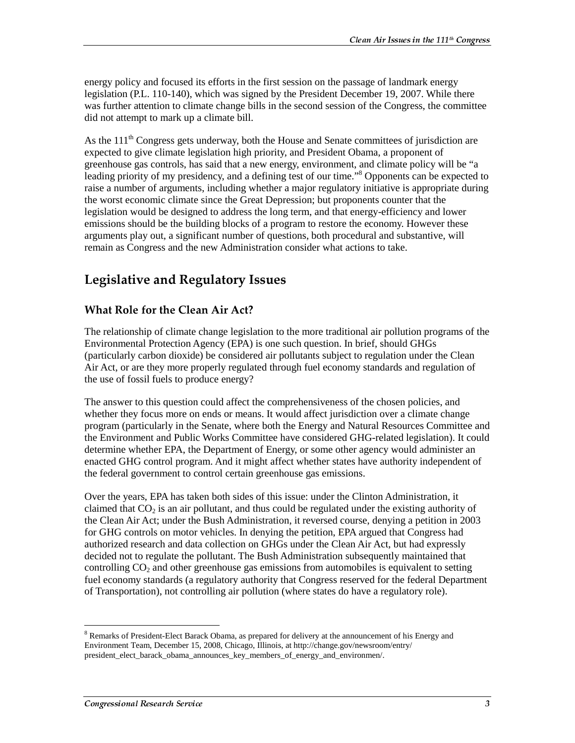energy policy and focused its efforts in the first session on the passage of landmark energy legislation (P.L. 110-140), which was signed by the President December 19, 2007. While there was further attention to climate change bills in the second session of the Congress, the committee did not attempt to mark up a climate bill.

As the 111th Congress gets underway, both the House and Senate committees of jurisdiction are expected to give climate legislation high priority, and President Obama, a proponent of greenhouse gas controls, has said that a new energy, environment, and climate policy will be "a leading priority of my presidency, and a defining test of our time."[8] Opponents can be expected to raise a number of arguments, including whether a major regulatory initiative is appropriate during the worst economic climate since the Great Depression; but proponents counter that the legislation would be designed to address the long term, and that energy-efficiency and lower emissions should be the building blocks of a program to restore the economy. However these arguments play out, a significant number of questions, both procedural and substantive, will remain as Congress and the new Administration consider what actions to take.

## Legislative and Regulatory Issues

### What Role for the Clean Air Act?

The relationship of climate change legislation to the more traditional air pollution programs of the Environmental Protection Agency (EPA) is one such question. In brief, should GHGs (particularly carbon dioxide) be considered air pollutants subject to regulation under the Clean Air Act, or are they more properly regulated through fuel economy standards and regulation of the use of fossil fuels to produce energy?

The answer to this question could affect the comprehensiveness of the chosen policies, and whether they focus more on ends or means. It would affect jurisdiction over a climate change program (particularly in the Senate, where both the Energy and Natural Resources Committee and the Environment and Public Works Committee have considered GHG-related legislation). It could determine whether EPA, the Department of Energy, or some other agency would administer an enacted GHG control program. And it might affect whether states have authority independent of the federal government to control certain greenhouse gas emissions.

Over the years, EPA has taken both sides of this issue: under the Clinton Administration, it claimed that $CO_2$ is an air pollutant, and thus could be regulated under the existing authority of the Clean Air Act; under the Bush Administration, it reversed course, denying a petition in 2003 for GHG controls on motor vehicles. In denying the petition, EPA argued that Congress had authorized research and data collection on GHGs under the Clean Air Act, but had expressly decided not to regulate the pollutant. The Bush Administration subsequently maintained that controlling $CO_2$ and other greenhouse gas emissions from automobiles is equivalent to setting fuel economy standards (a regulatory authority that Congress reserved for the federal Department of Transportation), not controlling air pollution (where states do have a regulatory role).

[8] Remarks of President-Elect Barack Obama, as prepared for delivery at the announcement of his Energy and Environment Team, December 15, 2008, Chicago, Illinois, at http://change.gov/newsroom/entry/president_elect_barack_obama_announces_key_members_of_energy_and_environmen/.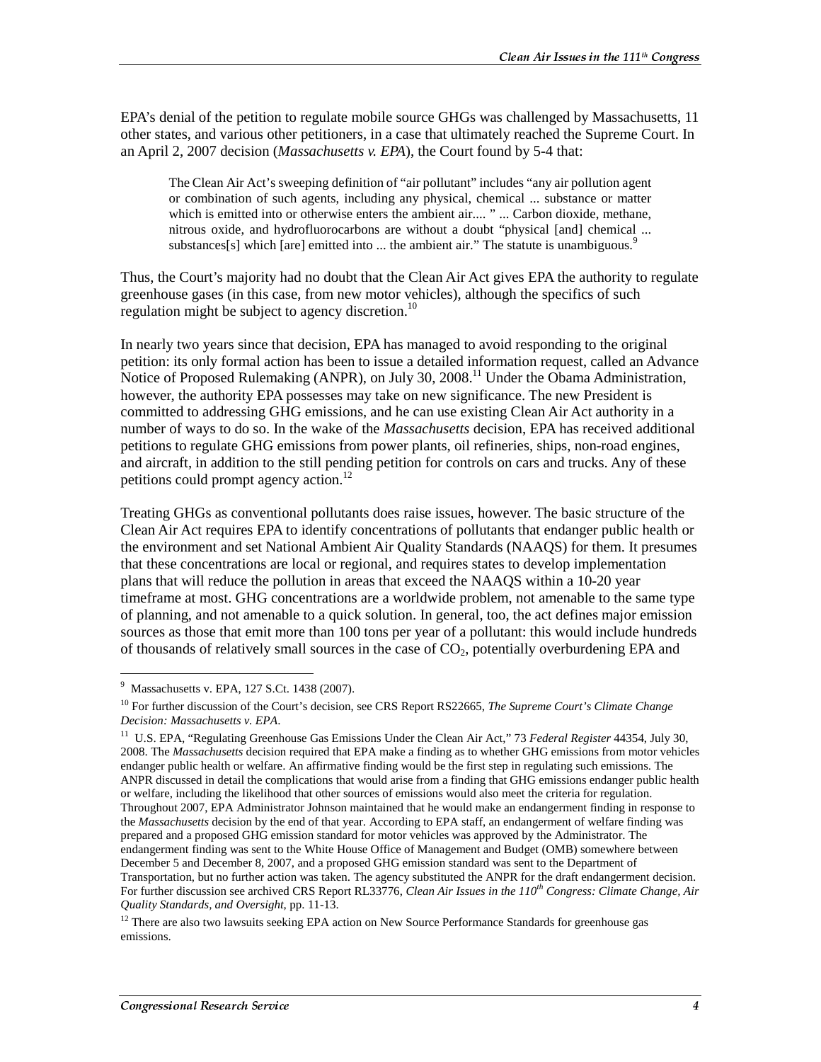EPA's denial of the petition to regulate mobile source GHGs was challenged by Massachusetts, 11 other states, and various other petitioners, in a case that ultimately reached the Supreme Court. In an April 2, 2007 decision (*Massachusetts v. EPA*), the Court found by 5-4 that:

> The Clean Air Act's sweeping definition of "air pollutant" includes "any air pollution agent or combination of such agents, including any physical, chemical ... substance or matter which is emitted into or otherwise enters the ambient air.... " ... Carbon dioxide, methane, nitrous oxide, and hydrofluorocarbons are without a doubt "physical [and] chemical ... substances[s] which [are] emitted into ... the ambient air." The statute is unambiguous.[9]

Thus, the Court's majority had no doubt that the Clean Air Act gives EPA the authority to regulate greenhouse gases (in this case, from new motor vehicles), although the specifics of such regulation might be subject to agency discretion.[10]

In nearly two years since that decision, EPA has managed to avoid responding to the original petition: its only formal action has been to issue a detailed information request, called an Advance Notice of Proposed Rulemaking (ANPR), on July 30, 2008.[11] Under the Obama Administration, however, the authority EPA possesses may take on new significance. The new President is committed to addressing GHG emissions, and he can use existing Clean Air Act authority in a number of ways to do so. In the wake of the *Massachusetts* decision, EPA has received additional petitions to regulate GHG emissions from power plants, oil refineries, ships, non-road engines, and aircraft, in addition to the still pending petition for controls on cars and trucks. Any of these petitions could prompt agency action.[12]

Treating GHGs as conventional pollutants does raise issues, however. The basic structure of the Clean Air Act requires EPA to identify concentrations of pollutants that endanger public health or the environment and set National Ambient Air Quality Standards (NAAQS) for them. It presumes that these concentrations are local or regional, and requires states to develop implementation plans that will reduce the pollution in areas that exceed the NAAQS within a 10-20 year timeframe at most. GHG concentrations are a worldwide problem, not amenable to the same type of planning, and not amenable to a quick solution. In general, too, the act defines major emission sources as those that emit more than 100 tons per year of a pollutant: this would include hundreds of thousands of relatively small sources in the case of $CO_2$, potentially overburdening EPA and

---

[9] Massachusetts v. EPA, 127 S.Ct. 1438 (2007).

[10] For further discussion of the Court's decision, see CRS Report RS22665, *The Supreme Court's Climate Change Decision: Massachusetts v. EPA*.

[11] U.S. EPA, "Regulating Greenhouse Gas Emissions Under the Clean Air Act," 73 *Federal Register* 44354, July 30, 2008. The *Massachusetts* decision required that EPA make a finding as to whether GHG emissions from motor vehicles endanger public health or welfare. An affirmative finding would be the first step in regulating such emissions. The ANPR discussed in detail the complications that would arise from a finding that GHG emissions endanger public health or welfare, including the likelihood that other sources of emissions would also meet the criteria for regulation. Throughout 2007, EPA Administrator Johnson maintained that he would make an endangerment finding in response to the *Massachusetts* decision by the end of that year. According to EPA staff, an endangerment of welfare finding was prepared and a proposed GHG emission standard for motor vehicles was approved by the Administrator. The endangerment finding was sent to the White House Office of Management and Budget (OMB) somewhere between December 5 and December 8, 2007, and a proposed GHG emission standard was sent to the Department of Transportation, but no further action was taken. The agency substituted the ANPR for the draft endangerment decision. For further discussion see archived CRS Report RL33776, *Clean Air Issues in the 110th Congress: Climate Change, Air Quality Standards, and Oversight*, pp. 11-13.

[12] There are also two lawsuits seeking EPA action on New Source Performance Standards for greenhouse gas emissions.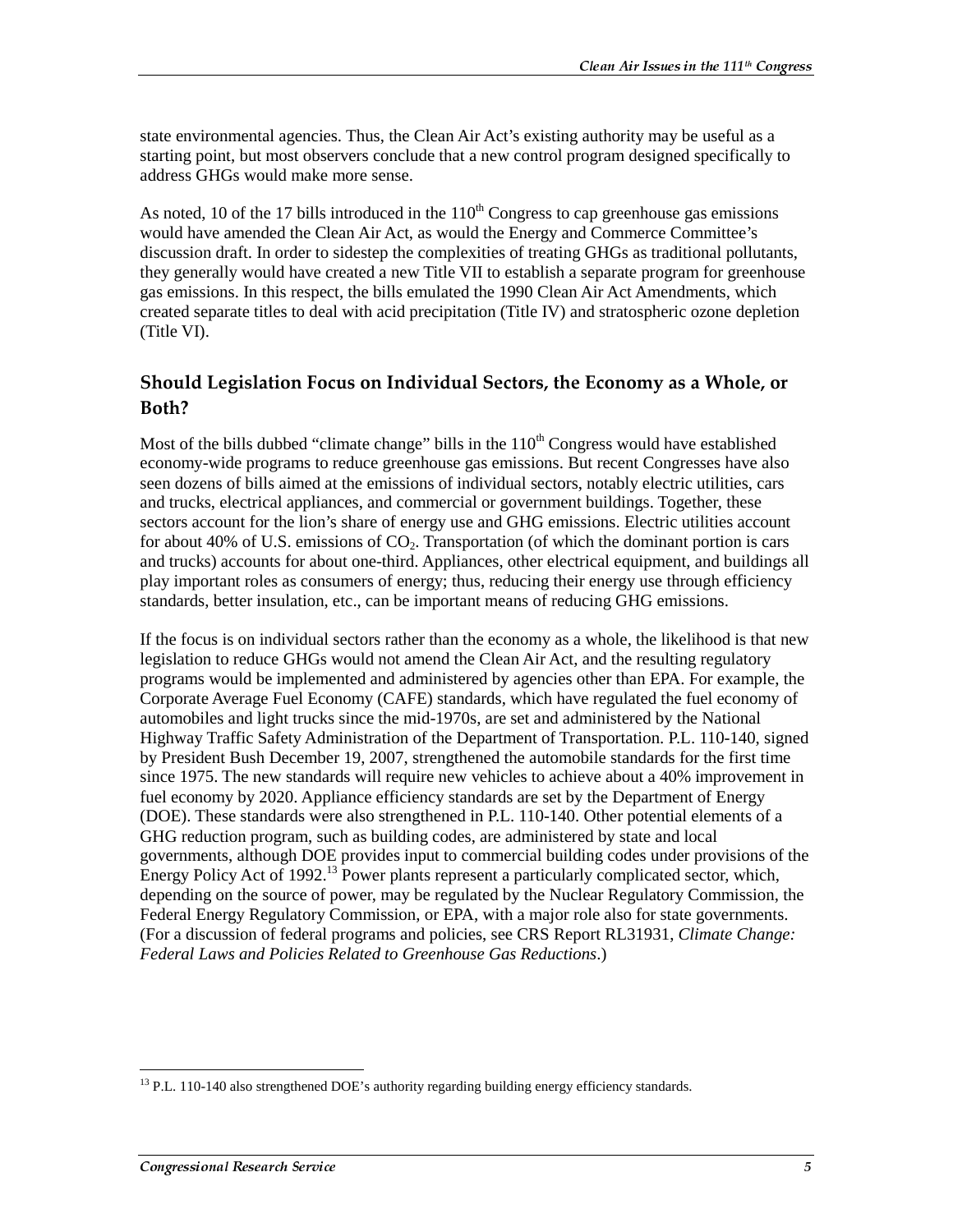state environmental agencies. Thus, the Clean Air Act's existing authority may be useful as a starting point, but most observers conclude that a new control program designed specifically to address GHGs would make more sense.

As noted, 10 of the 17 bills introduced in the 110th Congress to cap greenhouse gas emissions would have amended the Clean Air Act, as would the Energy and Commerce Committee's discussion draft. In order to sidestep the complexities of treating GHGs as traditional pollutants, they generally would have created a new Title VII to establish a separate program for greenhouse gas emissions. In this respect, the bills emulated the 1990 Clean Air Act Amendments, which created separate titles to deal with acid precipitation (Title IV) and stratospheric ozone depletion (Title VI).

## Should Legislation Focus on Individual Sectors, the Economy as a Whole, or Both?

Most of the bills dubbed "climate change" bills in the 110th Congress would have established economy-wide programs to reduce greenhouse gas emissions. But recent Congresses have also seen dozens of bills aimed at the emissions of individual sectors, notably electric utilities, cars and trucks, electrical appliances, and commercial or government buildings. Together, these sectors account for the lion's share of energy use and GHG emissions. Electric utilities account for about 40% of U.S. emissions of $CO_2$. Transportation (of which the dominant portion is cars and trucks) accounts for about one-third. Appliances, other electrical equipment, and buildings all play important roles as consumers of energy; thus, reducing their energy use through efficiency standards, better insulation, etc., can be important means of reducing GHG emissions.

If the focus is on individual sectors rather than the economy as a whole, the likelihood is that new legislation to reduce GHGs would not amend the Clean Air Act, and the resulting regulatory programs would be implemented and administered by agencies other than EPA. For example, the Corporate Average Fuel Economy (CAFE) standards, which have regulated the fuel economy of automobiles and light trucks since the mid-1970s, are set and administered by the National Highway Traffic Safety Administration of the Department of Transportation. P.L. 110-140, signed by President Bush December 19, 2007, strengthened the automobile standards for the first time since 1975. The new standards will require new vehicles to achieve about a 40% improvement in fuel economy by 2020. Appliance efficiency standards are set by the Department of Energy (DOE). These standards were also strengthened in P.L. 110-140. Other potential elements of a GHG reduction program, such as building codes, are administered by state and local governments, although DOE provides input to commercial building codes under provisions of the Energy Policy Act of 1992.[13] Power plants represent a particularly complicated sector, which, depending on the source of power, may be regulated by the Nuclear Regulatory Commission, the Federal Energy Regulatory Commission, or EPA, with a major role also for state governments. (For a discussion of federal programs and policies, see CRS Report RL31931, *Climate Change: Federal Laws and Policies Related to Greenhouse Gas Reductions*.)

[13] P.L. 110-140 also strengthened DOE's authority regarding building energy efficiency standards.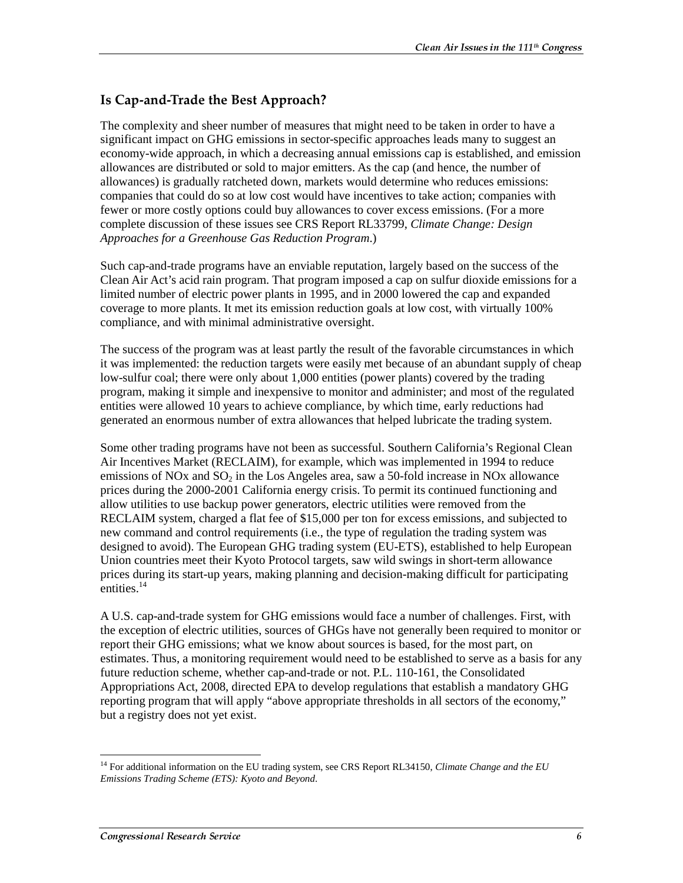## Is Cap-and-Trade the Best Approach?

The complexity and sheer number of measures that might need to be taken in order to have a significant impact on GHG emissions in sector-specific approaches leads many to suggest an economy-wide approach, in which a decreasing annual emissions cap is established, and emission allowances are distributed or sold to major emitters. As the cap (and hence, the number of allowances) is gradually ratcheted down, markets would determine who reduces emissions: companies that could do so at low cost would have incentives to take action; companies with fewer or more costly options could buy allowances to cover excess emissions. (For a more complete discussion of these issues see CRS Report RL33799, *Climate Change: Design Approaches for a Greenhouse Gas Reduction Program*.)

Such cap-and-trade programs have an enviable reputation, largely based on the success of the Clean Air Act's acid rain program. That program imposed a cap on sulfur dioxide emissions for a limited number of electric power plants in 1995, and in 2000 lowered the cap and expanded coverage to more plants. It met its emission reduction goals at low cost, with virtually 100% compliance, and with minimal administrative oversight.

The success of the program was at least partly the result of the favorable circumstances in which it was implemented: the reduction targets were easily met because of an abundant supply of cheap low-sulfur coal; there were only about 1,000 entities (power plants) covered by the trading program, making it simple and inexpensive to monitor and administer; and most of the regulated entities were allowed 10 years to achieve compliance, by which time, early reductions had generated an enormous number of extra allowances that helped lubricate the trading system.

Some other trading programs have not been as successful. Southern California's Regional Clean Air Incentives Market (RECLAIM), for example, which was implemented in 1994 to reduce emissions of NOx and $SO_2$ in the Los Angeles area, saw a 50-fold increase in NOx allowance prices during the 2000-2001 California energy crisis. To permit its continued functioning and allow utilities to use backup power generators, electric utilities were removed from the RECLAIM system, charged a flat fee of $15,000 per ton for excess emissions, and subjected to new command and control requirements (i.e., the type of regulation the trading system was designed to avoid). The European GHG trading system (EU-ETS), established to help European Union countries meet their Kyoto Protocol targets, saw wild swings in short-term allowance prices during its start-up years, making planning and decision-making difficult for participating entities.[14]

A U.S. cap-and-trade system for GHG emissions would face a number of challenges. First, with the exception of electric utilities, sources of GHGs have not generally been required to monitor or report their GHG emissions; what we know about sources is based, for the most part, on estimates. Thus, a monitoring requirement would need to be established to serve as a basis for any future reduction scheme, whether cap-and-trade or not. P.L. 110-161, the Consolidated Appropriations Act, 2008, directed EPA to develop regulations that establish a mandatory GHG reporting program that will apply "above appropriate thresholds in all sectors of the economy," but a registry does not yet exist.

---

[14] For additional information on the EU trading system, see CRS Report RL34150, *Climate Change and the EU Emissions Trading Scheme (ETS): Kyoto and Beyond*.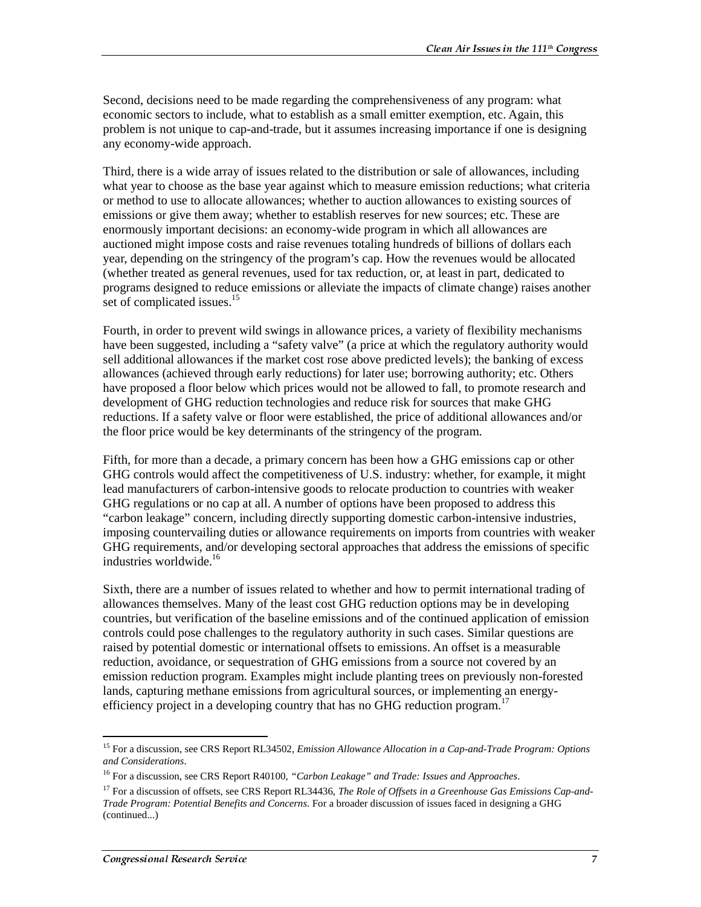Second, decisions need to be made regarding the comprehensiveness of any program: what economic sectors to include, what to establish as a small emitter exemption, etc. Again, this problem is not unique to cap-and-trade, but it assumes increasing importance if one is designing any economy-wide approach.

Third, there is a wide array of issues related to the distribution or sale of allowances, including what year to choose as the base year against which to measure emission reductions; what criteria or method to use to allocate allowances; whether to auction allowances to existing sources of emissions or give them away; whether to establish reserves for new sources; etc. These are enormously important decisions: an economy-wide program in which all allowances are auctioned might impose costs and raise revenues totaling hundreds of billions of dollars each year, depending on the stringency of the program's cap. How the revenues would be allocated (whether treated as general revenues, used for tax reduction, or, at least in part, dedicated to programs designed to reduce emissions or alleviate the impacts of climate change) raises another set of complicated issues.[15]

Fourth, in order to prevent wild swings in allowance prices, a variety of flexibility mechanisms have been suggested, including a "safety valve" (a price at which the regulatory authority would sell additional allowances if the market cost rose above predicted levels); the banking of excess allowances (achieved through early reductions) for later use; borrowing authority; etc. Others have proposed a floor below which prices would not be allowed to fall, to promote research and development of GHG reduction technologies and reduce risk for sources that make GHG reductions. If a safety valve or floor were established, the price of additional allowances and/or the floor price would be key determinants of the stringency of the program.

Fifth, for more than a decade, a primary concern has been how a GHG emissions cap or other GHG controls would affect the competitiveness of U.S. industry: whether, for example, it might lead manufacturers of carbon-intensive goods to relocate production to countries with weaker GHG regulations or no cap at all. A number of options have been proposed to address this "carbon leakage" concern, including directly supporting domestic carbon-intensive industries, imposing countervailing duties or allowance requirements on imports from countries with weaker GHG requirements, and/or developing sectoral approaches that address the emissions of specific industries worldwide.[16]

Sixth, there are a number of issues related to whether and how to permit international trading of allowances themselves. Many of the least cost GHG reduction options may be in developing countries, but verification of the baseline emissions and of the continued application of emission controls could pose challenges to the regulatory authority in such cases. Similar questions are raised by potential domestic or international offsets to emissions. An offset is a measurable reduction, avoidance, or sequestration of GHG emissions from a source not covered by an emission reduction program. Examples might include planting trees on previously non-forested lands, capturing methane emissions from agricultural sources, or implementing an energy-efficiency project in a developing country that has no GHG reduction program.[17]

---

[15] For a discussion, see CRS Report RL34502, *Emission Allowance Allocation in a Cap-and-Trade Program: Options and Considerations*.

[16] For a discussion, see CRS Report R40100, *"Carbon Leakage" and Trade: Issues and Approaches*.

[17] For a discussion of offsets, see CRS Report RL34436, *The Role of Offsets in a Greenhouse Gas Emissions Cap-and-Trade Program: Potential Benefits and Concerns*. For a broader discussion of issues faced in designing a GHG (continued...)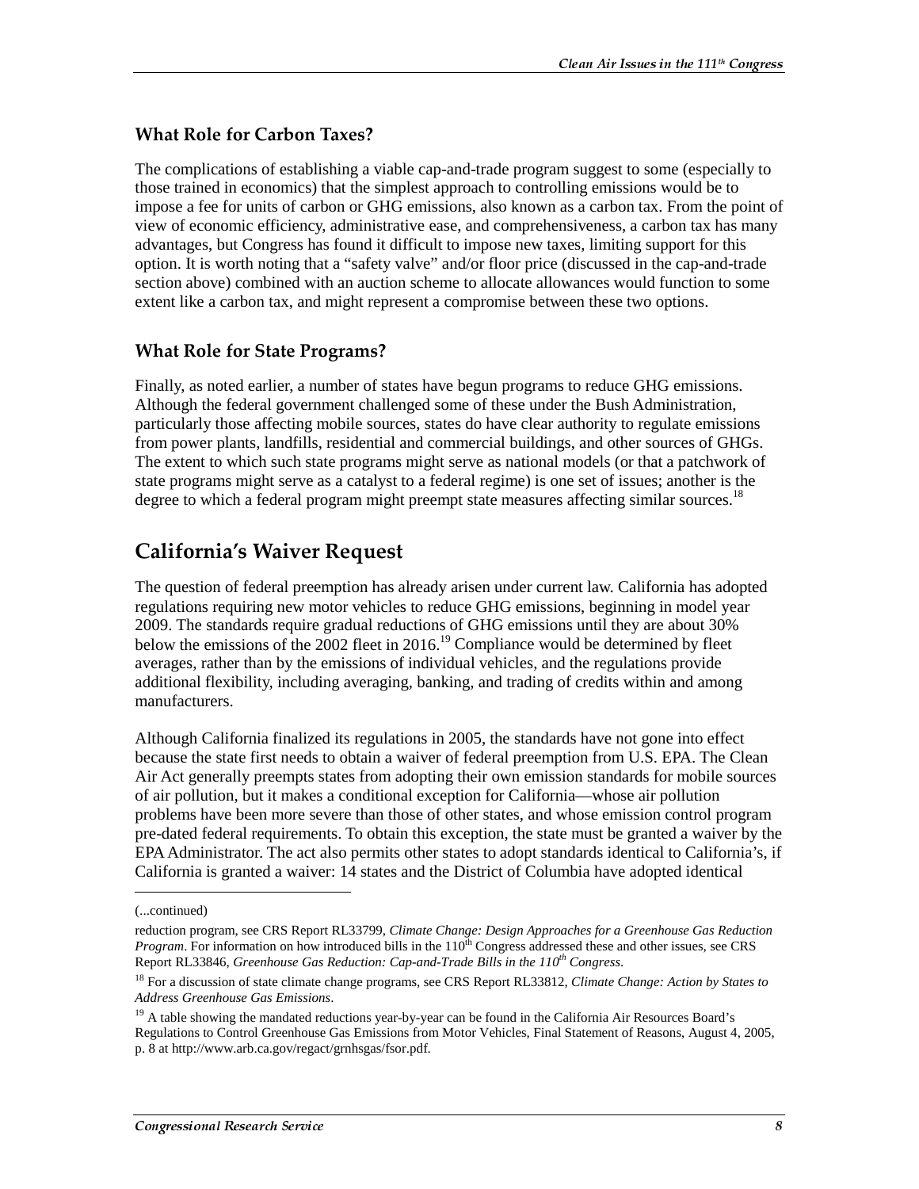### What Role for Carbon Taxes?

The complications of establishing a viable cap-and-trade program suggest to some (especially to those trained in economics) that the simplest approach to controlling emissions would be to impose a fee for units of carbon or GHG emissions, also known as a carbon tax. From the point of view of economic efficiency, administrative ease, and comprehensiveness, a carbon tax has many advantages, but Congress has found it difficult to impose new taxes, limiting support for this option. It is worth noting that a "safety valve" and/or floor price (discussed in the cap-and-trade section above) combined with an auction scheme to allocate allowances would function to some extent like a carbon tax, and might represent a compromise between these two options.

### What Role for State Programs?

Finally, as noted earlier, a number of states have begun programs to reduce GHG emissions. Although the federal government challenged some of these under the Bush Administration, particularly those affecting mobile sources, states do have clear authority to regulate emissions from power plants, landfills, residential and commercial buildings, and other sources of GHGs. The extent to which such state programs might serve as national models (or that a patchwork of state programs might serve as a catalyst to a federal regime) is one set of issues; another is the degree to which a federal program might preempt state measures affecting similar sources.[18]

## California's Waiver Request

The question of federal preemption has already arisen under current law. California has adopted regulations requiring new motor vehicles to reduce GHG emissions, beginning in model year 2009. The standards require gradual reductions of GHG emissions until they are about 30% below the emissions of the 2002 fleet in 2016.[19] Compliance would be determined by fleet averages, rather than by the emissions of individual vehicles, and the regulations provide additional flexibility, including averaging, banking, and trading of credits within and among manufacturers.

Although California finalized its regulations in 2005, the standards have not gone into effect because the state first needs to obtain a waiver of federal preemption from U.S. EPA. The Clean Air Act generally preempts states from adopting their own emission standards for mobile sources of air pollution, but it makes a conditional exception for California—whose air pollution problems have been more severe than those of other states, and whose emission control program pre-dated federal requirements. To obtain this exception, the state must be granted a waiver by the EPA Administrator. The act also permits other states to adopt standards identical to California's, if California is granted a waiver: 14 states and the District of Columbia have adopted identical

(...continued)

reduction program, see CRS Report RL33799, *Climate Change: Design Approaches for a Greenhouse Gas Reduction Program*. For information on how introduced bills in the 110th Congress addressed these and other issues, see CRS Report RL33846, *Greenhouse Gas Reduction: Cap-and-Trade Bills in the 110th Congress*.

[18] For a discussion of state climate change programs, see CRS Report RL33812, *Climate Change: Action by States to Address Greenhouse Gas Emissions*.

[19] A table showing the mandated reductions year-by-year can be found in the California Air Resources Board's Regulations to Control Greenhouse Gas Emissions from Motor Vehicles, Final Statement of Reasons, August 4, 2005, p. 8 at http://www.arb.ca.gov/regact/grnhsgas/fsor.pdf.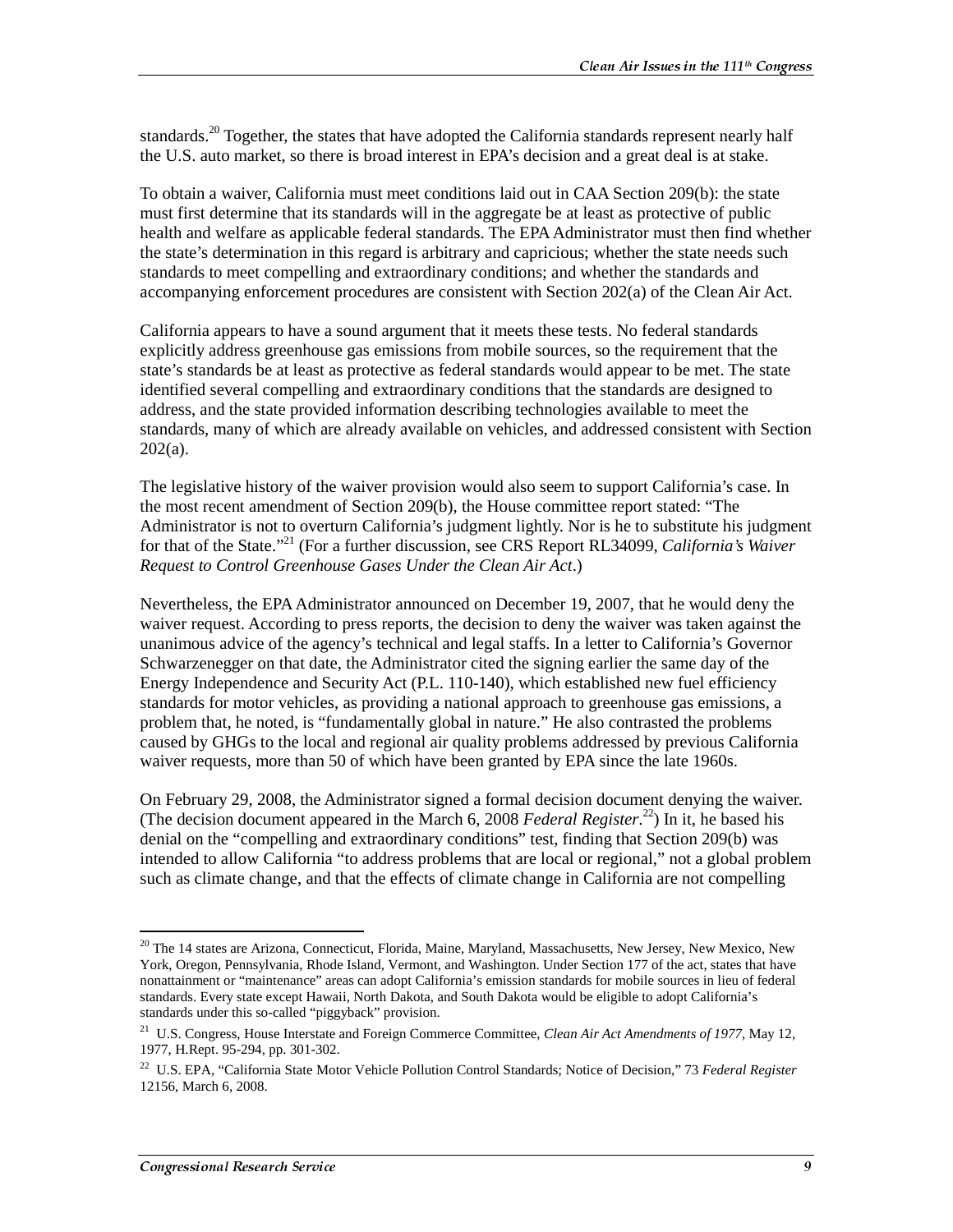standards.[20] Together, the states that have adopted the California standards represent nearly half the U.S. auto market, so there is broad interest in EPA's decision and a great deal is at stake.

To obtain a waiver, California must meet conditions laid out in CAA Section 209(b): the state must first determine that its standards will in the aggregate be at least as protective of public health and welfare as applicable federal standards. The EPA Administrator must then find whether the state's determination in this regard is arbitrary and capricious; whether the state needs such standards to meet compelling and extraordinary conditions; and whether the standards and accompanying enforcement procedures are consistent with Section 202(a) of the Clean Air Act.

California appears to have a sound argument that it meets these tests. No federal standards explicitly address greenhouse gas emissions from mobile sources, so the requirement that the state's standards be at least as protective as federal standards would appear to be met. The state identified several compelling and extraordinary conditions that the standards are designed to address, and the state provided information describing technologies available to meet the standards, many of which are already available on vehicles, and addressed consistent with Section 202(a).

The legislative history of the waiver provision would also seem to support California's case. In the most recent amendment of Section 209(b), the House committee report stated: "The Administrator is not to overturn California's judgment lightly. Nor is he to substitute his judgment for that of the State."[21] (For a further discussion, see CRS Report RL34099, *California's Waiver Request to Control Greenhouse Gases Under the Clean Air Act*.)

Nevertheless, the EPA Administrator announced on December 19, 2007, that he would deny the waiver request. According to press reports, the decision to deny the waiver was taken against the unanimous advice of the agency's technical and legal staffs. In a letter to California's Governor Schwarzenegger on that date, the Administrator cited the signing earlier the same day of the Energy Independence and Security Act (P.L. 110-140), which established new fuel efficiency standards for motor vehicles, as providing a national approach to greenhouse gas emissions, a problem that, he noted, is "fundamentally global in nature." He also contrasted the problems caused by GHGs to the local and regional air quality problems addressed by previous California waiver requests, more than 50 of which have been granted by EPA since the late 1960s.

On February 29, 2008, the Administrator signed a formal decision document denying the waiver. (The decision document appeared in the March 6, 2008 *Federal Register*.[22]) In it, he based his denial on the "compelling and extraordinary conditions" test, finding that Section 209(b) was intended to allow California "to address problems that are local or regional," not a global problem such as climate change, and that the effects of climate change in California are not compelling

---

[20] The 14 states are Arizona, Connecticut, Florida, Maine, Maryland, Massachusetts, New Jersey, New Mexico, New York, Oregon, Pennsylvania, Rhode Island, Vermont, and Washington. Under Section 177 of the act, states that have nonattainment or "maintenance" areas can adopt California's emission standards for mobile sources in lieu of federal standards. Every state except Hawaii, North Dakota, and South Dakota would be eligible to adopt California's standards under this so-called "piggyback" provision.

[21] U.S. Congress, House Interstate and Foreign Commerce Committee, *Clean Air Act Amendments of 1977*, May 12, 1977, H.Rept. 95-294, pp. 301-302.

[22] U.S. EPA, "California State Motor Vehicle Pollution Control Standards; Notice of Decision," 73 *Federal Register* 12156, March 6, 2008.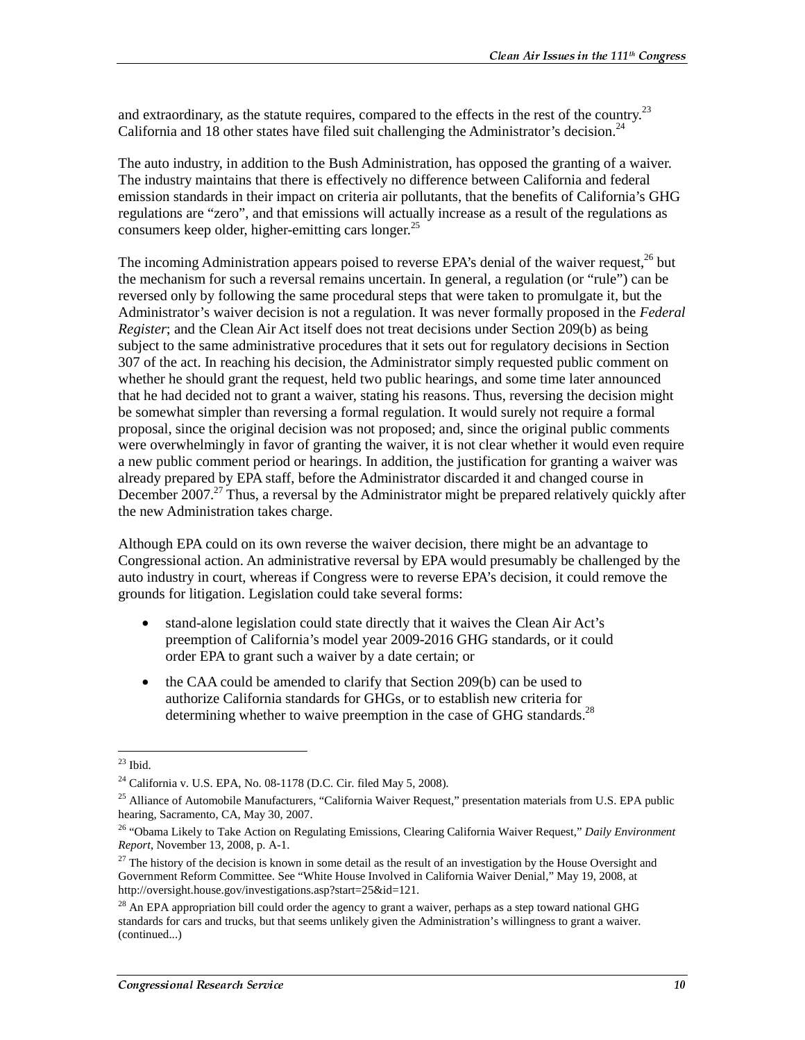and extraordinary, as the statute requires, compared to the effects in the rest of the country.[23] California and 18 other states have filed suit challenging the Administrator's decision.[24]

The auto industry, in addition to the Bush Administration, has opposed the granting of a waiver. The industry maintains that there is effectively no difference between California and federal emission standards in their impact on criteria air pollutants, that the benefits of California's GHG regulations are "zero", and that emissions will actually increase as a result of the regulations as consumers keep older, higher-emitting cars longer.[25]

The incoming Administration appears poised to reverse EPA's denial of the waiver request,[26] but the mechanism for such a reversal remains uncertain. In general, a regulation (or "rule") can be reversed only by following the same procedural steps that were taken to promulgate it, but the Administrator's waiver decision is not a regulation. It was never formally proposed in the *Federal Register*; and the Clean Air Act itself does not treat decisions under Section 209(b) as being subject to the same administrative procedures that it sets out for regulatory decisions in Section 307 of the act. In reaching his decision, the Administrator simply requested public comment on whether he should grant the request, held two public hearings, and some time later announced that he had decided not to grant a waiver, stating his reasons. Thus, reversing the decision might be somewhat simpler than reversing a formal regulation. It would surely not require a formal proposal, since the original decision was not proposed; and, since the original public comments were overwhelmingly in favor of granting the waiver, it is not clear whether it would even require a new public comment period or hearings. In addition, the justification for granting a waiver was already prepared by EPA staff, before the Administrator discarded it and changed course in December 2007.[27] Thus, a reversal by the Administrator might be prepared relatively quickly after the new Administration takes charge.

Although EPA could on its own reverse the waiver decision, there might be an advantage to Congressional action. An administrative reversal by EPA would presumably be challenged by the auto industry in court, whereas if Congress were to reverse EPA's decision, it could remove the grounds for litigation. Legislation could take several forms:

- stand-alone legislation could state directly that it waives the Clean Air Act's preemption of California's model year 2009-2016 GHG standards, or it could order EPA to grant such a waiver by a date certain; or
- the CAA could be amended to clarify that Section 209(b) can be used to authorize California standards for GHGs, or to establish new criteria for determining whether to waive preemption in the case of GHG standards.[28]

---

[23] Ibid.

[24] California v. U.S. EPA, No. 08-1178 (D.C. Cir. filed May 5, 2008).

[25] Alliance of Automobile Manufacturers, "California Waiver Request," presentation materials from U.S. EPA public hearing, Sacramento, CA, May 30, 2007.

[26] "Obama Likely to Take Action on Regulating Emissions, Clearing California Waiver Request," *Daily Environment Report*, November 13, 2008, p. A-1.

[27] The history of the decision is known in some detail as the result of an investigation by the House Oversight and Government Reform Committee. See "White House Involved in California Waiver Denial," May 19, 2008, at http://oversight.house.gov/investigations.asp?start=25&id=121.

[28] An EPA appropriation bill could order the agency to grant a waiver, perhaps as a step toward national GHG standards for cars and trucks, but that seems unlikely given the Administration's willingness to grant a waiver. (continued...)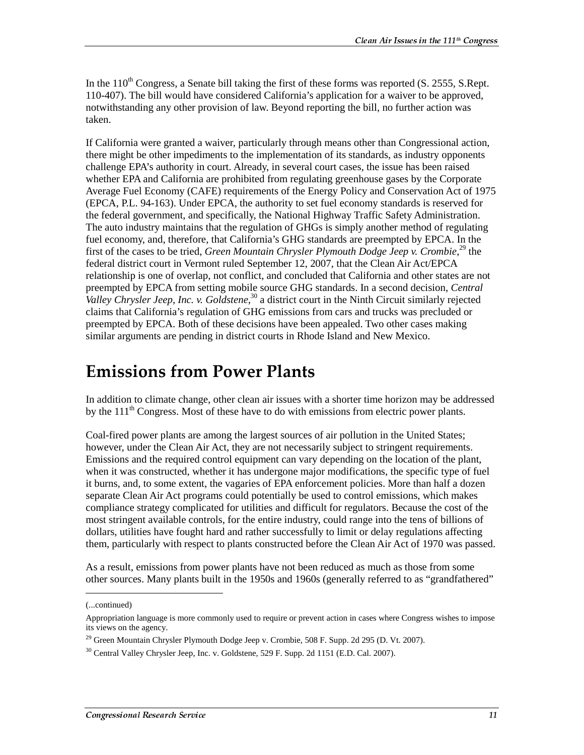In the 110th Congress, a Senate bill taking the first of these forms was reported (S. 2555, S.Rept. 110-407). The bill would have considered California's application for a waiver to be approved, notwithstanding any other provision of law. Beyond reporting the bill, no further action was taken.

If California were granted a waiver, particularly through means other than Congressional action, there might be other impediments to the implementation of its standards, as industry opponents challenge EPA's authority in court. Already, in several court cases, the issue has been raised whether EPA and California are prohibited from regulating greenhouse gases by the Corporate Average Fuel Economy (CAFE) requirements of the Energy Policy and Conservation Act of 1975 (EPCA, P.L. 94-163). Under EPCA, the authority to set fuel economy standards is reserved for the federal government, and specifically, the National Highway Traffic Safety Administration. The auto industry maintains that the regulation of GHGs is simply another method of regulating fuel economy, and, therefore, that California's GHG standards are preempted by EPCA. In the first of the cases to be tried, *Green Mountain Chrysler Plymouth Dodge Jeep v. Crombie*,[29] the federal district court in Vermont ruled September 12, 2007, that the Clean Air Act/EPCA relationship is one of overlap, not conflict, and concluded that California and other states are not preempted by EPCA from setting mobile source GHG standards. In a second decision, *Central Valley Chrysler Jeep, Inc. v. Goldstene*,[30] a district court in the Ninth Circuit similarly rejected claims that California's regulation of GHG emissions from cars and trucks was precluded or preempted by EPCA. Both of these decisions have been appealed. Two other cases making similar arguments are pending in district courts in Rhode Island and New Mexico.

# Emissions from Power Plants

In addition to climate change, other clean air issues with a shorter time horizon may be addressed by the 111th Congress. Most of these have to do with emissions from electric power plants.

Coal-fired power plants are among the largest sources of air pollution in the United States; however, under the Clean Air Act, they are not necessarily subject to stringent requirements. Emissions and the required control equipment can vary depending on the location of the plant, when it was constructed, whether it has undergone major modifications, the specific type of fuel it burns, and, to some extent, the vagaries of EPA enforcement policies. More than half a dozen separate Clean Air Act programs could potentially be used to control emissions, which makes compliance strategy complicated for utilities and difficult for regulators. Because the cost of the most stringent available controls, for the entire industry, could range into the tens of billions of dollars, utilities have fought hard and rather successfully to limit or delay regulations affecting them, particularly with respect to plants constructed before the Clean Air Act of 1970 was passed.

As a result, emissions from power plants have not been reduced as much as those from some other sources. Many plants built in the 1950s and 1960s (generally referred to as "grandfathered"

---

(...continued)

Appropriation language is more commonly used to require or prevent action in cases where Congress wishes to impose its views on the agency.

[29] Green Mountain Chrysler Plymouth Dodge Jeep v. Crombie, 508 F. Supp. 2d 295 (D. Vt. 2007).

[30] Central Valley Chrysler Jeep, Inc. v. Goldstene, 529 F. Supp. 2d 1151 (E.D. Cal. 2007).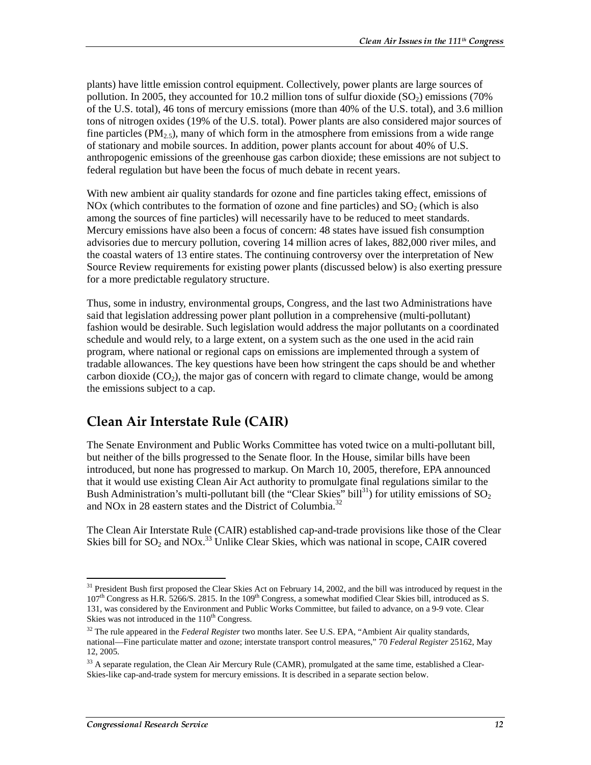plants) have little emission control equipment. Collectively, power plants are large sources of pollution. In 2005, they accounted for 10.2 million tons of sulfur dioxide ($SO_2$) emissions (70% of the U.S. total), 46 tons of mercury emissions (more than 40% of the U.S. total), and 3.6 million tons of nitrogen oxides (19% of the U.S. total). Power plants are also considered major sources of fine particles ($PM_{2.5}$), many of which form in the atmosphere from emissions from a wide range of stationary and mobile sources. In addition, power plants account for about 40% of U.S. anthropogenic emissions of the greenhouse gas carbon dioxide; these emissions are not subject to federal regulation but have been the focus of much debate in recent years.

With new ambient air quality standards for ozone and fine particles taking effect, emissions of NOx (which contributes to the formation of ozone and fine particles) and $SO_2$ (which is also among the sources of fine particles) will necessarily have to be reduced to meet standards. Mercury emissions have also been a focus of concern: 48 states have issued fish consumption advisories due to mercury pollution, covering 14 million acres of lakes, 882,000 river miles, and the coastal waters of 13 entire states. The continuing controversy over the interpretation of New Source Review requirements for existing power plants (discussed below) is also exerting pressure for a more predictable regulatory structure.

Thus, some in industry, environmental groups, Congress, and the last two Administrations have said that legislation addressing power plant pollution in a comprehensive (multi-pollutant) fashion would be desirable. Such legislation would address the major pollutants on a coordinated schedule and would rely, to a large extent, on a system such as the one used in the acid rain program, where national or regional caps on emissions are implemented through a system of tradable allowances. The key questions have been how stringent the caps should be and whether carbon dioxide ($CO_2$), the major gas of concern with regard to climate change, would be among the emissions subject to a cap.

## Clean Air Interstate Rule (CAIR)

The Senate Environment and Public Works Committee has voted twice on a multi-pollutant bill, but neither of the bills progressed to the Senate floor. In the House, similar bills have been introduced, but none has progressed to markup. On March 10, 2005, therefore, EPA announced that it would use existing Clean Air Act authority to promulgate final regulations similar to the Bush Administration's multi-pollutant bill (the "Clear Skies" bill[31]) for utility emissions of $SO_2$ and NOx in 28 eastern states and the District of Columbia.[32]

The Clean Air Interstate Rule (CAIR) established cap-and-trade provisions like those of the Clear Skies bill for $SO_2$ and NOx.[33] Unlike Clear Skies, which was national in scope, CAIR covered

---

[31] President Bush first proposed the Clear Skies Act on February 14, 2002, and the bill was introduced by request in the 107th Congress as H.R. 5266/S. 2815. In the 109th Congress, a somewhat modified Clear Skies bill, introduced as S. 131, was considered by the Environment and Public Works Committee, but failed to advance, on a 9-9 vote. Clear Skies was not introduced in the 110th Congress.

[32] The rule appeared in the *Federal Register* two months later. See U.S. EPA, "Ambient Air quality standards, national—Fine particulate matter and ozone; interstate transport control measures," 70 *Federal Register* 25162, May 12, 2005.

[33] A separate regulation, the Clean Air Mercury Rule (CAMR), promulgated at the same time, established a Clear-Skies-like cap-and-trade system for mercury emissions. It is described in a separate section below.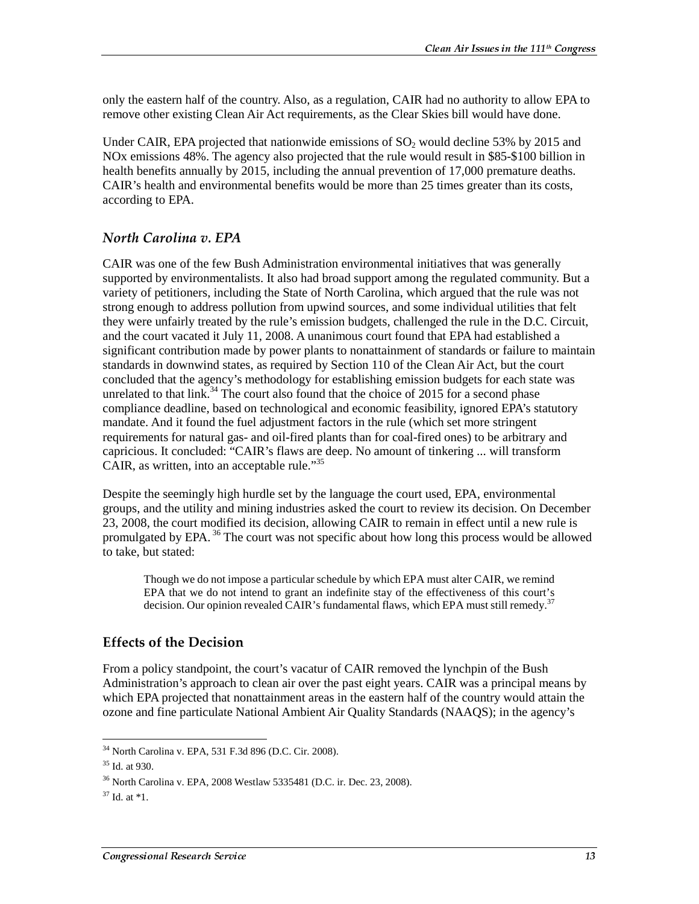only the eastern half of the country. Also, as a regulation, CAIR had no authority to allow EPA to remove other existing Clean Air Act requirements, as the Clear Skies bill would have done.

Under CAIR, EPA projected that nationwide emissions of $SO_2$ would decline 53% by 2015 and NOx emissions 48%. The agency also projected that the rule would result in $85-$100 billion in health benefits annually by 2015, including the annual prevention of 17,000 premature deaths. CAIR's health and environmental benefits would be more than 25 times greater than its costs, according to EPA.

### *North Carolina v. EPA*

CAIR was one of the few Bush Administration environmental initiatives that was generally supported by environmentalists. It also had broad support among the regulated community. But a variety of petitioners, including the State of North Carolina, which argued that the rule was not strong enough to address pollution from upwind sources, and some individual utilities that felt they were unfairly treated by the rule's emission budgets, challenged the rule in the D.C. Circuit, and the court vacated it July 11, 2008. A unanimous court found that EPA had established a significant contribution made by power plants to nonattainment of standards or failure to maintain standards in downwind states, as required by Section 110 of the Clean Air Act, but the court concluded that the agency's methodology for establishing emission budgets for each state was unrelated to that link.[34] The court also found that the choice of 2015 for a second phase compliance deadline, based on technological and economic feasibility, ignored EPA's statutory mandate. And it found the fuel adjustment factors in the rule (which set more stringent requirements for natural gas- and oil-fired plants than for coal-fired ones) to be arbitrary and capricious. It concluded: "CAIR's flaws are deep. No amount of tinkering ... will transform CAIR, as written, into an acceptable rule."[35]

Despite the seemingly high hurdle set by the language the court used, EPA, environmental groups, and the utility and mining industries asked the court to review its decision. On December 23, 2008, the court modified its decision, allowing CAIR to remain in effect until a new rule is promulgated by EPA.[36] The court was not specific about how long this process would be allowed to take, but stated:

> Though we do not impose a particular schedule by which EPA must alter CAIR, we remind EPA that we do not intend to grant an indefinite stay of the effectiveness of this court's decision. Our opinion revealed CAIR's fundamental flaws, which EPA must still remedy.[37]

## Effects of the Decision

From a policy standpoint, the court's vacatur of CAIR removed the lynchpin of the Bush Administration's approach to clean air over the past eight years. CAIR was a principal means by which EPA projected that nonattainment areas in the eastern half of the country would attain the ozone and fine particulate National Ambient Air Quality Standards (NAAQS); in the agency's

---

[34] North Carolina v. EPA, 531 F.3d 896 (D.C. Cir. 2008).

[35] Id. at 930.

[36] North Carolina v. EPA, 2008 Westlaw 5335481 (D.C. ir. Dec. 23, 2008).

[37] Id. at *1.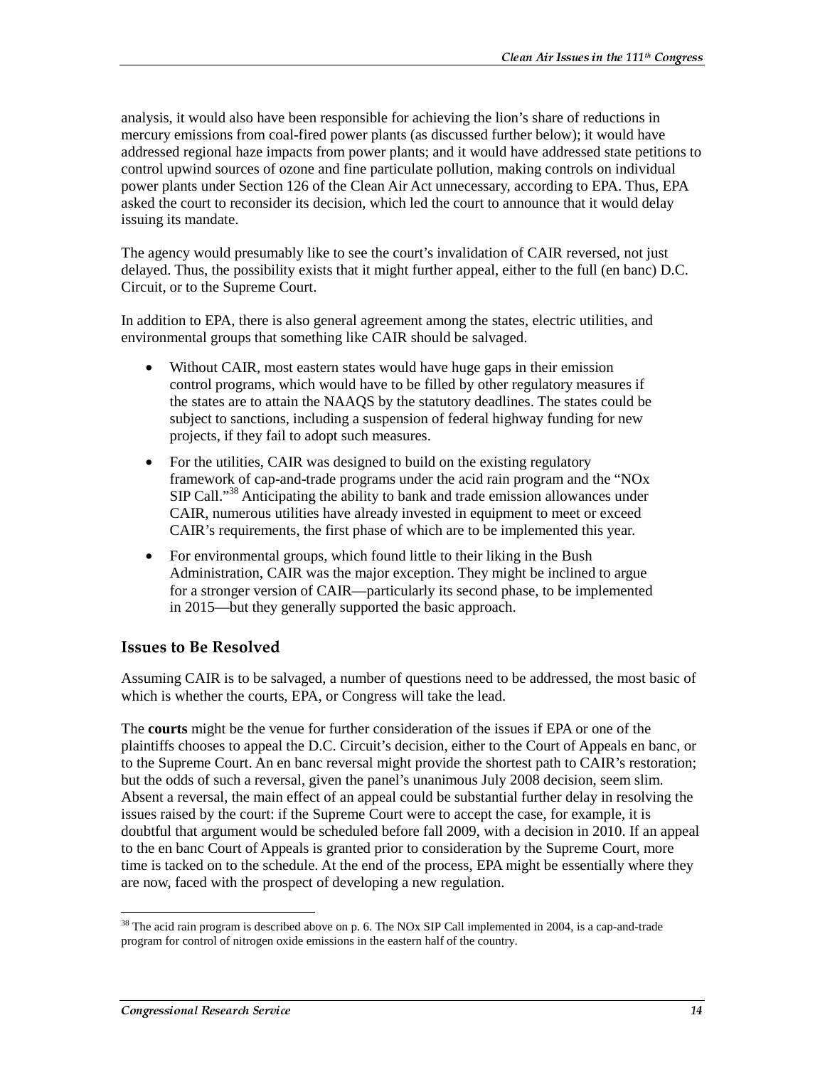analysis, it would also have been responsible for achieving the lion's share of reductions in mercury emissions from coal-fired power plants (as discussed further below); it would have addressed regional haze impacts from power plants; and it would have addressed state petitions to control upwind sources of ozone and fine particulate pollution, making controls on individual power plants under Section 126 of the Clean Air Act unnecessary, according to EPA. Thus, EPA asked the court to reconsider its decision, which led the court to announce that it would delay issuing its mandate.

The agency would presumably like to see the court's invalidation of CAIR reversed, not just delayed. Thus, the possibility exists that it might further appeal, either to the full (en banc) D.C. Circuit, or to the Supreme Court.

In addition to EPA, there is also general agreement among the states, electric utilities, and environmental groups that something like CAIR should be salvaged.

- Without CAIR, most eastern states would have huge gaps in their emission control programs, which would have to be filled by other regulatory measures if the states are to attain the NAAQS by the statutory deadlines. The states could be subject to sanctions, including a suspension of federal highway funding for new projects, if they fail to adopt such measures.
- For the utilities, CAIR was designed to build on the existing regulatory framework of cap-and-trade programs under the acid rain program and the "NOx SIP Call."[38] Anticipating the ability to bank and trade emission allowances under CAIR, numerous utilities have already invested in equipment to meet or exceed CAIR's requirements, the first phase of which are to be implemented this year.
- For environmental groups, which found little to their liking in the Bush Administration, CAIR was the major exception. They might be inclined to argue for a stronger version of CAIR—particularly its second phase, to be implemented in 2015—but they generally supported the basic approach.

## Issues to Be Resolved

Assuming CAIR is to be salvaged, a number of questions need to be addressed, the most basic of which is whether the courts, EPA, or Congress will take the lead.

The **courts** might be the venue for further consideration of the issues if EPA or one of the plaintiffs chooses to appeal the D.C. Circuit's decision, either to the Court of Appeals en banc, or to the Supreme Court. An en banc reversal might provide the shortest path to CAIR's restoration; but the odds of such a reversal, given the panel's unanimous July 2008 decision, seem slim. Absent a reversal, the main effect of an appeal could be substantial further delay in resolving the issues raised by the court: if the Supreme Court were to accept the case, for example, it is doubtful that argument would be scheduled before fall 2009, with a decision in 2010. If an appeal to the en banc Court of Appeals is granted prior to consideration by the Supreme Court, more time is tacked on to the schedule. At the end of the process, EPA might be essentially where they are now, faced with the prospect of developing a new regulation.

---

[38] The acid rain program is described above on p. 6. The NOx SIP Call implemented in 2004, is a cap-and-trade program for control of nitrogen oxide emissions in the eastern half of the country.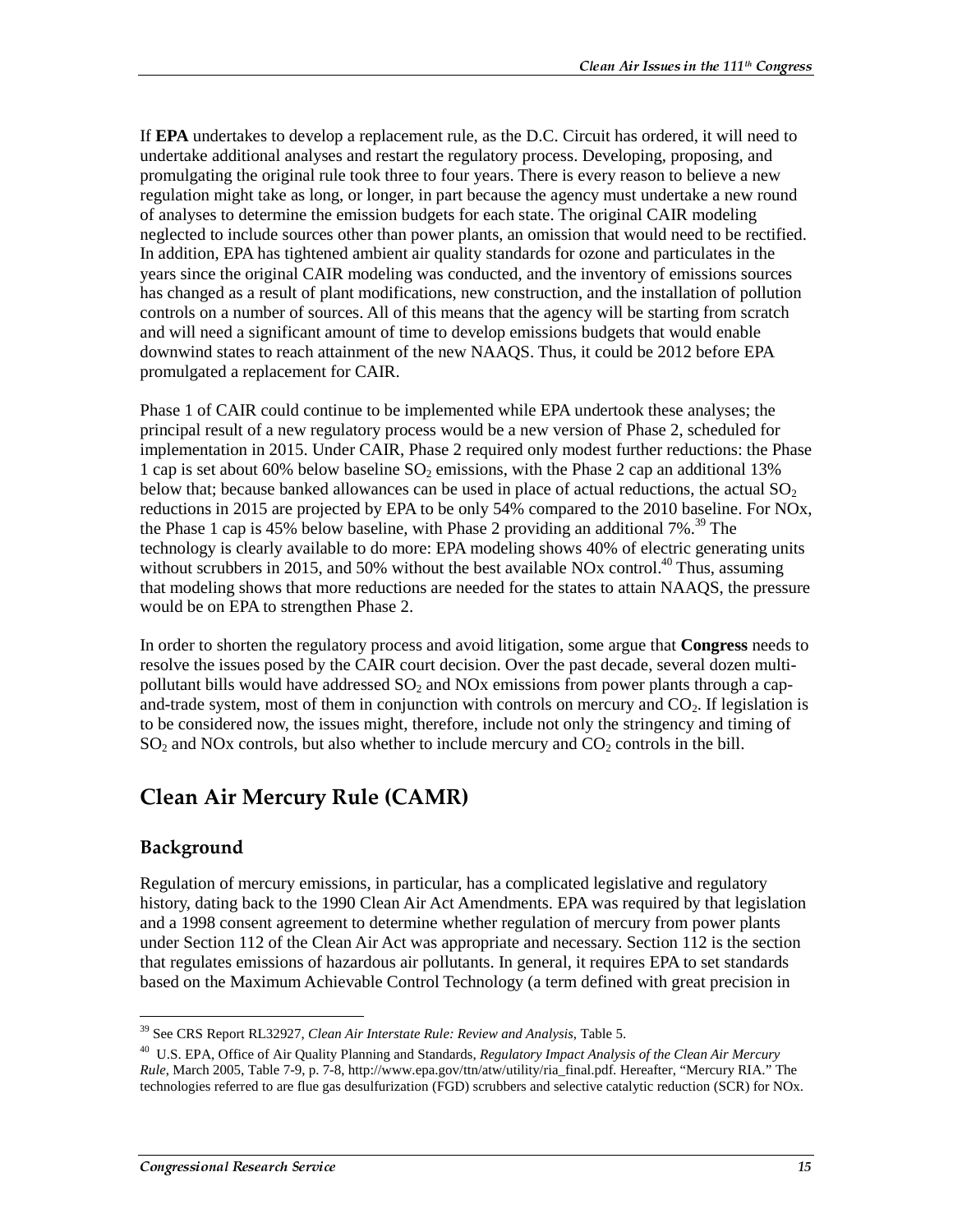If **EPA** undertakes to develop a replacement rule, as the D.C. Circuit has ordered, it will need to undertake additional analyses and restart the regulatory process. Developing, proposing, and promulgating the original rule took three to four years. There is every reason to believe a new regulation might take as long, or longer, in part because the agency must undertake a new round of analyses to determine the emission budgets for each state. The original CAIR modeling neglected to include sources other than power plants, an omission that would need to be rectified. In addition, EPA has tightened ambient air quality standards for ozone and particulates in the years since the original CAIR modeling was conducted, and the inventory of emissions sources has changed as a result of plant modifications, new construction, and the installation of pollution controls on a number of sources. All of this means that the agency will be starting from scratch and will need a significant amount of time to develop emissions budgets that would enable downwind states to reach attainment of the new NAAQS. Thus, it could be 2012 before EPA promulgated a replacement for CAIR.

Phase 1 of CAIR could continue to be implemented while EPA undertook these analyses; the principal result of a new regulatory process would be a new version of Phase 2, scheduled for implementation in 2015. Under CAIR, Phase 2 required only modest further reductions: the Phase 1 cap is set about 60% below baseline $SO_2$ emissions, with the Phase 2 cap an additional 13% below that; because banked allowances can be used in place of actual reductions, the actual $SO_2$ reductions in 2015 are projected by EPA to be only 54% compared to the 2010 baseline. For NOx, the Phase 1 cap is 45% below baseline, with Phase 2 providing an additional 7%.[39] The technology is clearly available to do more: EPA modeling shows 40% of electric generating units without scrubbers in 2015, and 50% without the best available NOx control.[40] Thus, assuming that modeling shows that more reductions are needed for the states to attain NAAQS, the pressure would be on EPA to strengthen Phase 2.

In order to shorten the regulatory process and avoid litigation, some argue that **Congress** needs to resolve the issues posed by the CAIR court decision. Over the past decade, several dozen multi-pollutant bills would have addressed $SO_2$ and NOx emissions from power plants through a cap-and-trade system, most of them in conjunction with controls on mercury and $CO_2$. If legislation is to be considered now, the issues might, therefore, include not only the stringency and timing of $SO_2$ and NOx controls, but also whether to include mercury and $CO_2$ controls in the bill.

## Clean Air Mercury Rule (CAMR)

### Background

Regulation of mercury emissions, in particular, has a complicated legislative and regulatory history, dating back to the 1990 Clean Air Act Amendments. EPA was required by that legislation and a 1998 consent agreement to determine whether regulation of mercury from power plants under Section 112 of the Clean Air Act was appropriate and necessary. Section 112 is the section that regulates emissions of hazardous air pollutants. In general, it requires EPA to set standards based on the Maximum Achievable Control Technology (a term defined with great precision in

---

[39] See CRS Report RL32927, *Clean Air Interstate Rule: Review and Analysis*, Table 5.

[40] U.S. EPA, Office of Air Quality Planning and Standards, *Regulatory Impact Analysis of the Clean Air Mercury Rule*, March 2005, Table 7-9, p. 7-8, http://www.epa.gov/ttn/atw/utility/ria_final.pdf. Hereafter, "Mercury RIA." The technologies referred to are flue gas desulfurization (FGD) scrubbers and selective catalytic reduction (SCR) for NOx.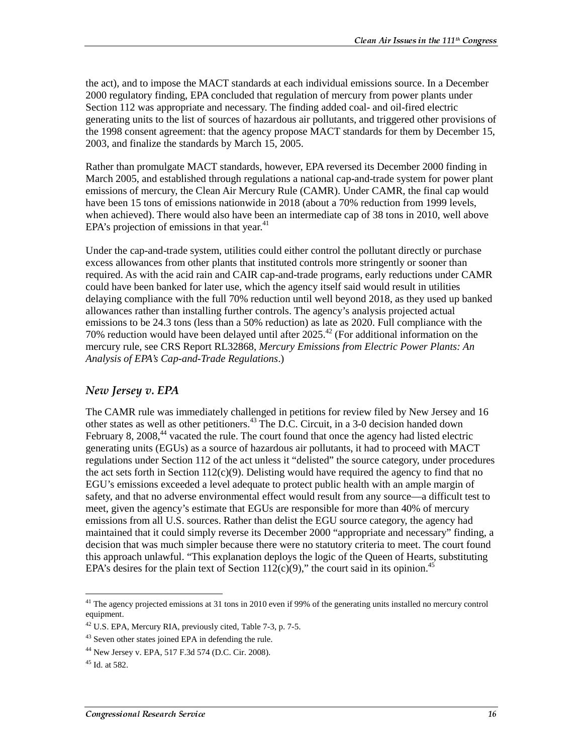the act), and to impose the MACT standards at each individual emissions source. In a December 2000 regulatory finding, EPA concluded that regulation of mercury from power plants under Section 112 was appropriate and necessary. The finding added coal- and oil-fired electric generating units to the list of sources of hazardous air pollutants, and triggered other provisions of the 1998 consent agreement: that the agency propose MACT standards for them by December 15, 2003, and finalize the standards by March 15, 2005.

Rather than promulgate MACT standards, however, EPA reversed its December 2000 finding in March 2005, and established through regulations a national cap-and-trade system for power plant emissions of mercury, the Clean Air Mercury Rule (CAMR). Under CAMR, the final cap would have been 15 tons of emissions nationwide in 2018 (about a 70% reduction from 1999 levels, when achieved). There would also have been an intermediate cap of 38 tons in 2010, well above EPA's projection of emissions in that year.[41]

Under the cap-and-trade system, utilities could either control the pollutant directly or purchase excess allowances from other plants that instituted controls more stringently or sooner than required. As with the acid rain and CAIR cap-and-trade programs, early reductions under CAMR could have been banked for later use, which the agency itself said would result in utilities delaying compliance with the full 70% reduction until well beyond 2018, as they used up banked allowances rather than installing further controls. The agency's analysis projected actual emissions to be 24.3 tons (less than a 50% reduction) as late as 2020. Full compliance with the 70% reduction would have been delayed until after 2025.[42] (For additional information on the mercury rule, see CRS Report RL32868, *Mercury Emissions from Electric Power Plants: An Analysis of EPA's Cap-and-Trade Regulations*.)

### *New Jersey v. EPA*

The CAMR rule was immediately challenged in petitions for review filed by New Jersey and 16 other states as well as other petitioners.[43] The D.C. Circuit, in a 3-0 decision handed down February 8, 2008,[44] vacated the rule. The court found that once the agency had listed electric generating units (EGUs) as a source of hazardous air pollutants, it had to proceed with MACT regulations under Section 112 of the act unless it "delisted" the source category, under procedures the act sets forth in Section 112(c)(9). Delisting would have required the agency to find that no EGU's emissions exceeded a level adequate to protect public health with an ample margin of safety, and that no adverse environmental effect would result from any source—a difficult test to meet, given the agency's estimate that EGUs are responsible for more than 40% of mercury emissions from all U.S. sources. Rather than delist the EGU source category, the agency had maintained that it could simply reverse its December 2000 "appropriate and necessary" finding, a decision that was much simpler because there were no statutory criteria to meet. The court found this approach unlawful. "This explanation deploys the logic of the Queen of Hearts, substituting EPA's desires for the plain text of Section 112(c)(9)," the court said in its opinion.[45]

---

[41] The agency projected emissions at 31 tons in 2010 even if 99% of the generating units installed no mercury control equipment.

[42] U.S. EPA, Mercury RIA, previously cited, Table 7-3, p. 7-5.

[43] Seven other states joined EPA in defending the rule.

[44] New Jersey v. EPA, 517 F.3d 574 (D.C. Cir. 2008).

[45] Id. at 582.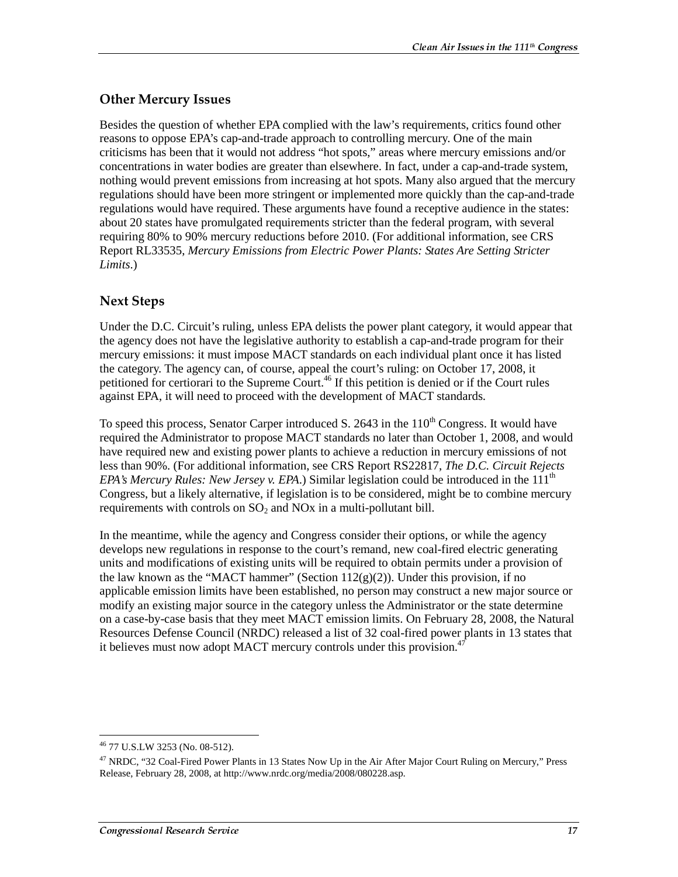## Other Mercury Issues

Besides the question of whether EPA complied with the law's requirements, critics found other reasons to oppose EPA's cap-and-trade approach to controlling mercury. One of the main criticisms has been that it would not address "hot spots," areas where mercury emissions and/or concentrations in water bodies are greater than elsewhere. In fact, under a cap-and-trade system, nothing would prevent emissions from increasing at hot spots. Many also argued that the mercury regulations should have been more stringent or implemented more quickly than the cap-and-trade regulations would have required. These arguments have found a receptive audience in the states: about 20 states have promulgated requirements stricter than the federal program, with several requiring 80% to 90% mercury reductions before 2010. (For additional information, see CRS Report RL33535, *Mercury Emissions from Electric Power Plants: States Are Setting Stricter Limits*.)

## Next Steps

Under the D.C. Circuit's ruling, unless EPA delists the power plant category, it would appear that the agency does not have the legislative authority to establish a cap-and-trade program for their mercury emissions: it must impose MACT standards on each individual plant once it has listed the category. The agency can, of course, appeal the court's ruling: on October 17, 2008, it petitioned for certiorari to the Supreme Court.[46] If this petition is denied or if the Court rules against EPA, it will need to proceed with the development of MACT standards.

To speed this process, Senator Carper introduced S. 2643 in the 110th Congress. It would have required the Administrator to propose MACT standards no later than October 1, 2008, and would have required new and existing power plants to achieve a reduction in mercury emissions of not less than 90%. (For additional information, see CRS Report RS22817, *The D.C. Circuit Rejects EPA's Mercury Rules: New Jersey v. EPA*.) Similar legislation could be introduced in the 111th Congress, but a likely alternative, if legislation is to be considered, might be to combine mercury requirements with controls on $SO_2$ and NOx in a multi-pollutant bill.

In the meantime, while the agency and Congress consider their options, or while the agency develops new regulations in response to the court's remand, new coal-fired electric generating units and modifications of existing units will be required to obtain permits under a provision of the law known as the "MACT hammer" (Section 112(g)(2)). Under this provision, if no applicable emission limits have been established, no person may construct a new major source or modify an existing major source in the category unless the Administrator or the state determine on a case-by-case basis that they meet MACT emission limits. On February 28, 2008, the Natural Resources Defense Council (NRDC) released a list of 32 coal-fired power plants in 13 states that it believes must now adopt MACT mercury controls under this provision.[47]

---

[46] 77 U.S.LW 3253 (No. 08-512).

[47] NRDC, "32 Coal-Fired Power Plants in 13 States Now Up in the Air After Major Court Ruling on Mercury," Press Release, February 28, 2008, at http://www.nrdc.org/media/2008/080228.asp.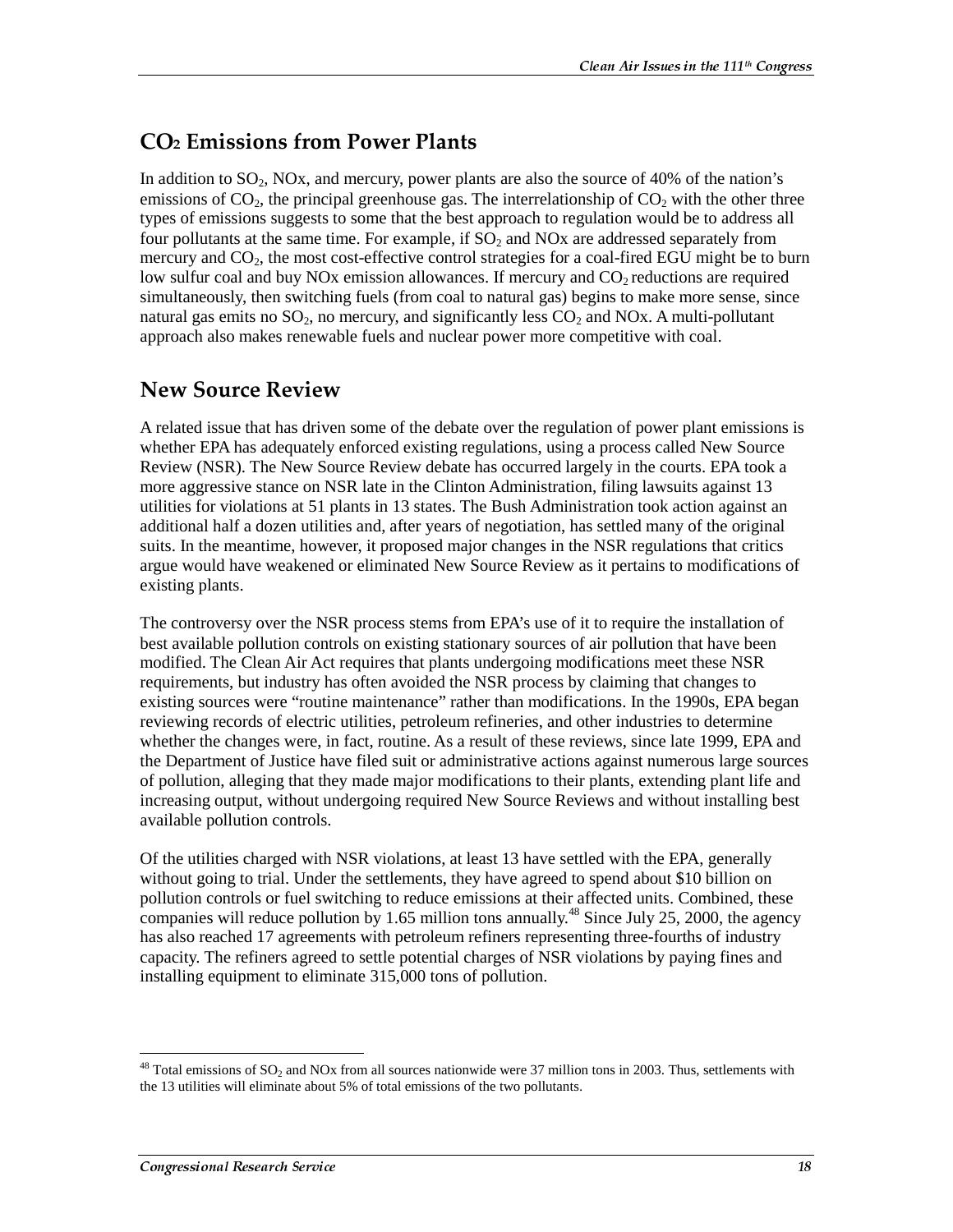## $CO_2$ Emissions from Power Plants

In addition to $SO_2$, NOx, and mercury, power plants are also the source of 40% of the nation's emissions of $CO_2$, the principal greenhouse gas. The interrelationship of $CO_2$ with the other three types of emissions suggests to some that the best approach to regulation would be to address all four pollutants at the same time. For example, if $SO_2$ and NOx are addressed separately from mercury and $CO_2$, the most cost-effective control strategies for a coal-fired EGU might be to burn low sulfur coal and buy NOx emission allowances. If mercury and $CO_2$ reductions are required simultaneously, then switching fuels (from coal to natural gas) begins to make more sense, since natural gas emits no $SO_2$, no mercury, and significantly less $CO_2$ and NOx. A multi-pollutant approach also makes renewable fuels and nuclear power more competitive with coal.

## New Source Review

A related issue that has driven some of the debate over the regulation of power plant emissions is whether EPA has adequately enforced existing regulations, using a process called New Source Review (NSR). The New Source Review debate has occurred largely in the courts. EPA took a more aggressive stance on NSR late in the Clinton Administration, filing lawsuits against 13 utilities for violations at 51 plants in 13 states. The Bush Administration took action against an additional half a dozen utilities and, after years of negotiation, has settled many of the original suits. In the meantime, however, it proposed major changes in the NSR regulations that critics argue would have weakened or eliminated New Source Review as it pertains to modifications of existing plants.

The controversy over the NSR process stems from EPA's use of it to require the installation of best available pollution controls on existing stationary sources of air pollution that have been modified. The Clean Air Act requires that plants undergoing modifications meet these NSR requirements, but industry has often avoided the NSR process by claiming that changes to existing sources were "routine maintenance" rather than modifications. In the 1990s, EPA began reviewing records of electric utilities, petroleum refineries, and other industries to determine whether the changes were, in fact, routine. As a result of these reviews, since late 1999, EPA and the Department of Justice have filed suit or administrative actions against numerous large sources of pollution, alleging that they made major modifications to their plants, extending plant life and increasing output, without undergoing required New Source Reviews and without installing best available pollution controls.

Of the utilities charged with NSR violations, at least 13 have settled with the EPA, generally without going to trial. Under the settlements, they have agreed to spend about $10 billion on pollution controls or fuel switching to reduce emissions at their affected units. Combined, these companies will reduce pollution by 1.65 million tons annually.[48] Since July 25, 2000, the agency has also reached 17 agreements with petroleum refiners representing three-fourths of industry capacity. The refiners agreed to settle potential charges of NSR violations by paying fines and installing equipment to eliminate 315,000 tons of pollution.

---

[48] Total emissions of $SO_2$ and NOx from all sources nationwide were 37 million tons in 2003. Thus, settlements with the 13 utilities will eliminate about 5% of total emissions of the two pollutants.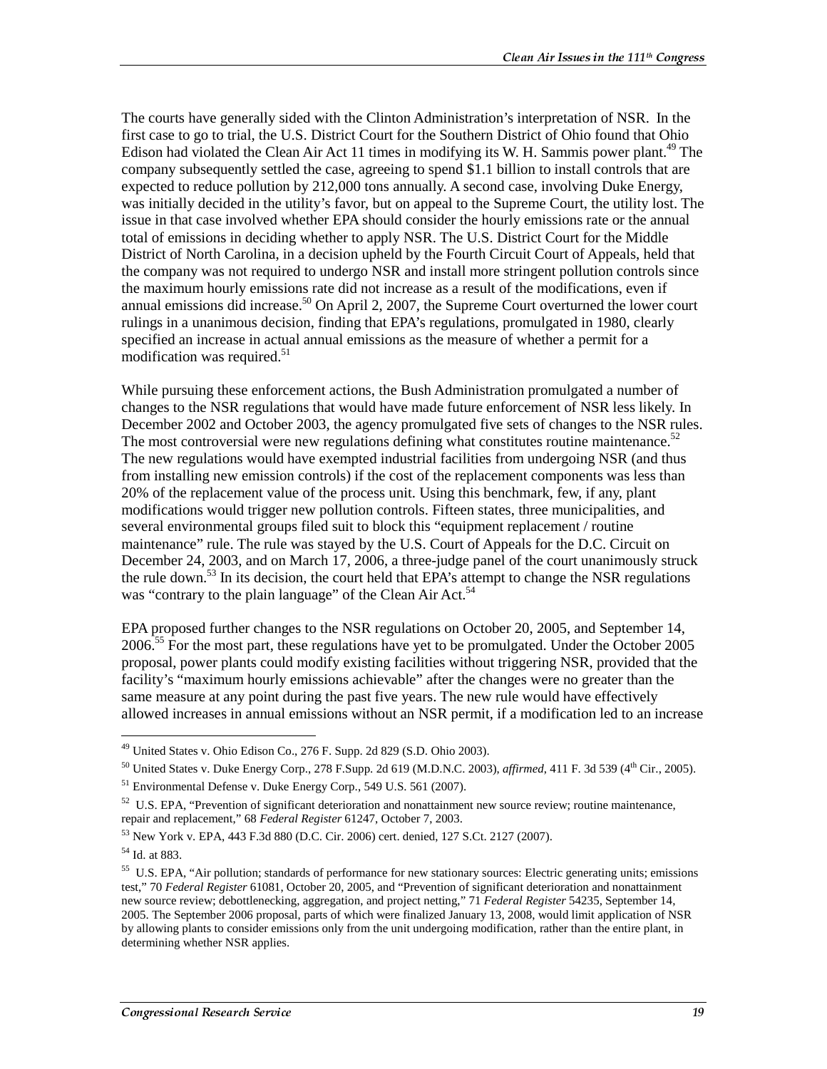The courts have generally sided with the Clinton Administration's interpretation of NSR. In the first case to go to trial, the U.S. District Court for the Southern District of Ohio found that Ohio Edison had violated the Clean Air Act 11 times in modifying its W. H. Sammis power plant.[49] The company subsequently settled the case, agreeing to spend $1.1 billion to install controls that are expected to reduce pollution by 212,000 tons annually. A second case, involving Duke Energy, was initially decided in the utility's favor, but on appeal to the Supreme Court, the utility lost. The issue in that case involved whether EPA should consider the hourly emissions rate or the annual total of emissions in deciding whether to apply NSR. The U.S. District Court for the Middle District of North Carolina, in a decision upheld by the Fourth Circuit Court of Appeals, held that the company was not required to undergo NSR and install more stringent pollution controls since the maximum hourly emissions rate did not increase as a result of the modifications, even if annual emissions did increase.[50] On April 2, 2007, the Supreme Court overturned the lower court rulings in a unanimous decision, finding that EPA's regulations, promulgated in 1980, clearly specified an increase in actual annual emissions as the measure of whether a permit for a modification was required.[51]

While pursuing these enforcement actions, the Bush Administration promulgated a number of changes to the NSR regulations that would have made future enforcement of NSR less likely. In December 2002 and October 2003, the agency promulgated five sets of changes to the NSR rules. The most controversial were new regulations defining what constitutes routine maintenance.[52] The new regulations would have exempted industrial facilities from undergoing NSR (and thus from installing new emission controls) if the cost of the replacement components was less than 20% of the replacement value of the process unit. Using this benchmark, few, if any, plant modifications would trigger new pollution controls. Fifteen states, three municipalities, and several environmental groups filed suit to block this "equipment replacement / routine maintenance" rule. The rule was stayed by the U.S. Court of Appeals for the D.C. Circuit on December 24, 2003, and on March 17, 2006, a three-judge panel of the court unanimously struck the rule down.[53] In its decision, the court held that EPA's attempt to change the NSR regulations was "contrary to the plain language" of the Clean Air Act.[54]

EPA proposed further changes to the NSR regulations on October 20, 2005, and September 14, 2006.[55] For the most part, these regulations have yet to be promulgated. Under the October 2005 proposal, power plants could modify existing facilities without triggering NSR, provided that the facility's "maximum hourly emissions achievable" after the changes were no greater than the same measure at any point during the past five years. The new rule would have effectively allowed increases in annual emissions without an NSR permit, if a modification led to an increase

---

[49] United States v. Ohio Edison Co., 276 F. Supp. 2d 829 (S.D. Ohio 2003).

[50] United States v. Duke Energy Corp., 278 F.Supp. 2d 619 (M.D.N.C. 2003), *affirmed*, 411 F. 3d 539 (4th Cir., 2005).

[51] Environmental Defense v. Duke Energy Corp., 549 U.S. 561 (2007).

[52] U.S. EPA, "Prevention of significant deterioration and nonattainment new source review; routine maintenance, repair and replacement," 68 *Federal Register* 61247, October 7, 2003.

[53] New York v. EPA, 443 F.3d 880 (D.C. Cir. 2006) cert. denied, 127 S.Ct. 2127 (2007).

[54] Id. at 883.

[55] U.S. EPA, "Air pollution; standards of performance for new stationary sources: Electric generating units; emissions test," 70 *Federal Register* 61081, October 20, 2005, and "Prevention of significant deterioration and nonattainment new source review; debottlenecking, aggregation, and project netting," 71 *Federal Register* 54235, September 14, 2005. The September 2006 proposal, parts of which were finalized January 13, 2008, would limit application of NSR by allowing plants to consider emissions only from the unit undergoing modification, rather than the entire plant, in determining whether NSR applies.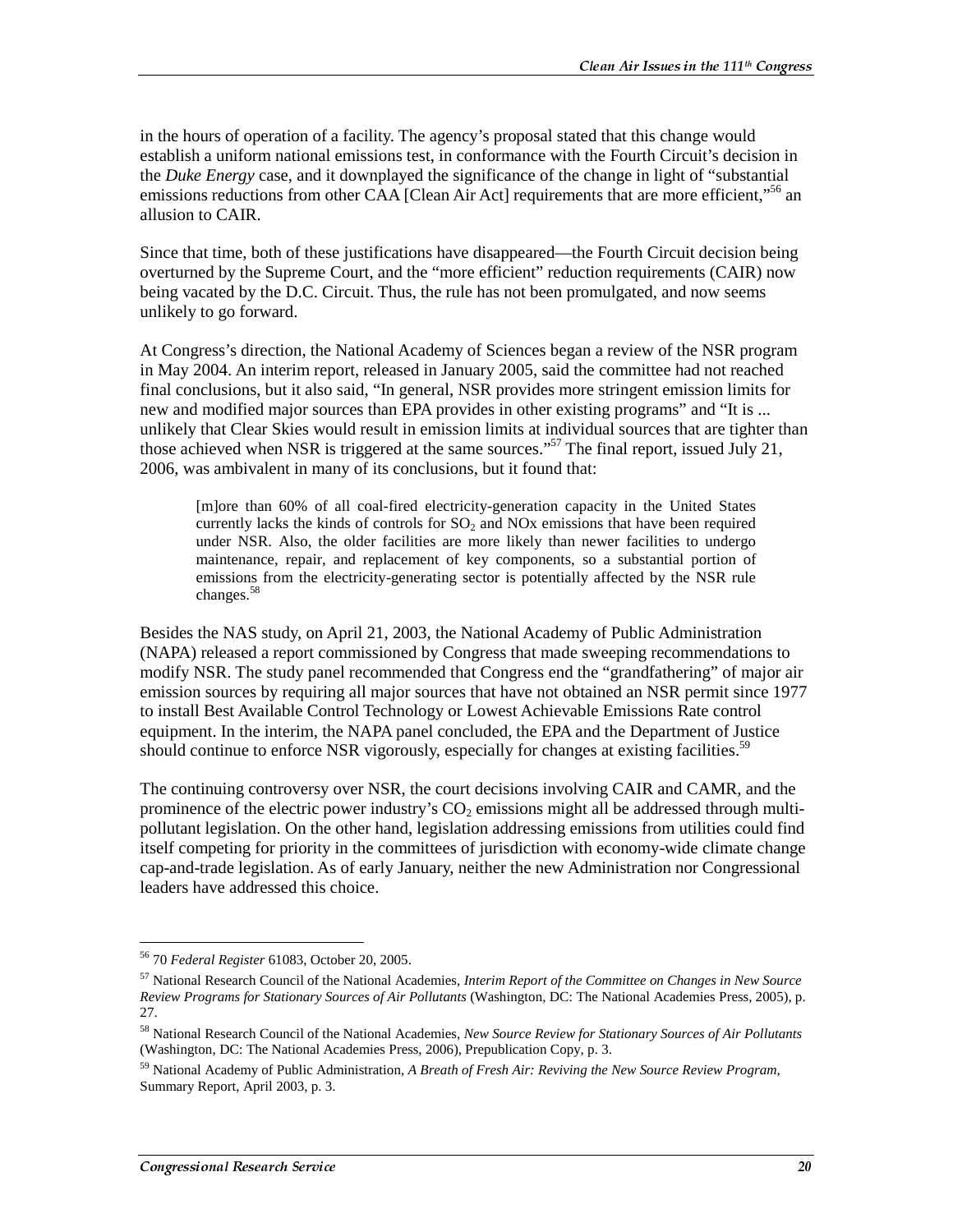in the hours of operation of a facility. The agency's proposal stated that this change would establish a uniform national emissions test, in conformance with the Fourth Circuit's decision in the *Duke Energy* case, and it downplayed the significance of the change in light of "substantial emissions reductions from other CAA [Clean Air Act] requirements that are more efficient,"[56] an allusion to CAIR.

Since that time, both of these justifications have disappeared—the Fourth Circuit decision being overturned by the Supreme Court, and the "more efficient" reduction requirements (CAIR) now being vacated by the D.C. Circuit. Thus, the rule has not been promulgated, and now seems unlikely to go forward.

At Congress's direction, the National Academy of Sciences began a review of the NSR program in May 2004. An interim report, released in January 2005, said the committee had not reached final conclusions, but it also said, "In general, NSR provides more stringent emission limits for new and modified major sources than EPA provides in other existing programs" and "It is ... unlikely that Clear Skies would result in emission limits at individual sources that are tighter than those achieved when NSR is triggered at the same sources."[57] The final report, issued July 21, 2006, was ambivalent in many of its conclusions, but it found that:

> [m]ore than 60% of all coal-fired electricity-generation capacity in the United States currently lacks the kinds of controls for $SO_2$ and NOx emissions that have been required under NSR. Also, the older facilities are more likely than newer facilities to undergo maintenance, repair, and replacement of key components, so a substantial portion of emissions from the electricity-generating sector is potentially affected by the NSR rule changes.[58]

Besides the NAS study, on April 21, 2003, the National Academy of Public Administration (NAPA) released a report commissioned by Congress that made sweeping recommendations to modify NSR. The study panel recommended that Congress end the "grandfathering" of major air emission sources by requiring all major sources that have not obtained an NSR permit since 1977 to install Best Available Control Technology or Lowest Achievable Emissions Rate control equipment. In the interim, the NAPA panel concluded, the EPA and the Department of Justice should continue to enforce NSR vigorously, especially for changes at existing facilities.[59]

The continuing controversy over NSR, the court decisions involving CAIR and CAMR, and the prominence of the electric power industry's $CO_2$ emissions might all be addressed through multi-pollutant legislation. On the other hand, legislation addressing emissions from utilities could find itself competing for priority in the committees of jurisdiction with economy-wide climate change cap-and-trade legislation. As of early January, neither the new Administration nor Congressional leaders have addressed this choice.

---

[56] 70 *Federal Register* 61083, October 20, 2005.

[57] National Research Council of the National Academies, *Interim Report of the Committee on Changes in New Source Review Programs for Stationary Sources of Air Pollutants* (Washington, DC: The National Academies Press, 2005), p. 27.

[58] National Research Council of the National Academies, *New Source Review for Stationary Sources of Air Pollutants* (Washington, DC: The National Academies Press, 2006), Prepublication Copy, p. 3.

[59] National Academy of Public Administration, *A Breath of Fresh Air: Reviving the New Source Review Program,* Summary Report, April 2003, p. 3.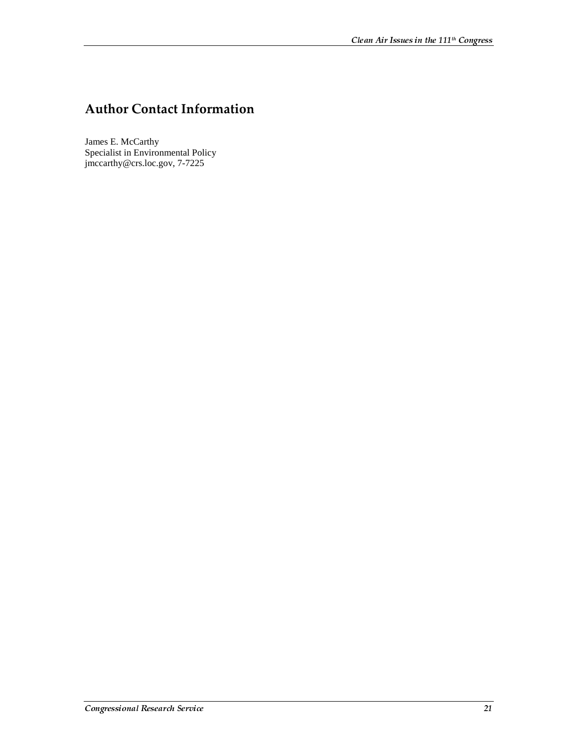## Author Contact Information

James E. McCarthy
Specialist in Environmental Policy
jmccarthy@crs.loc.gov, 7-7225